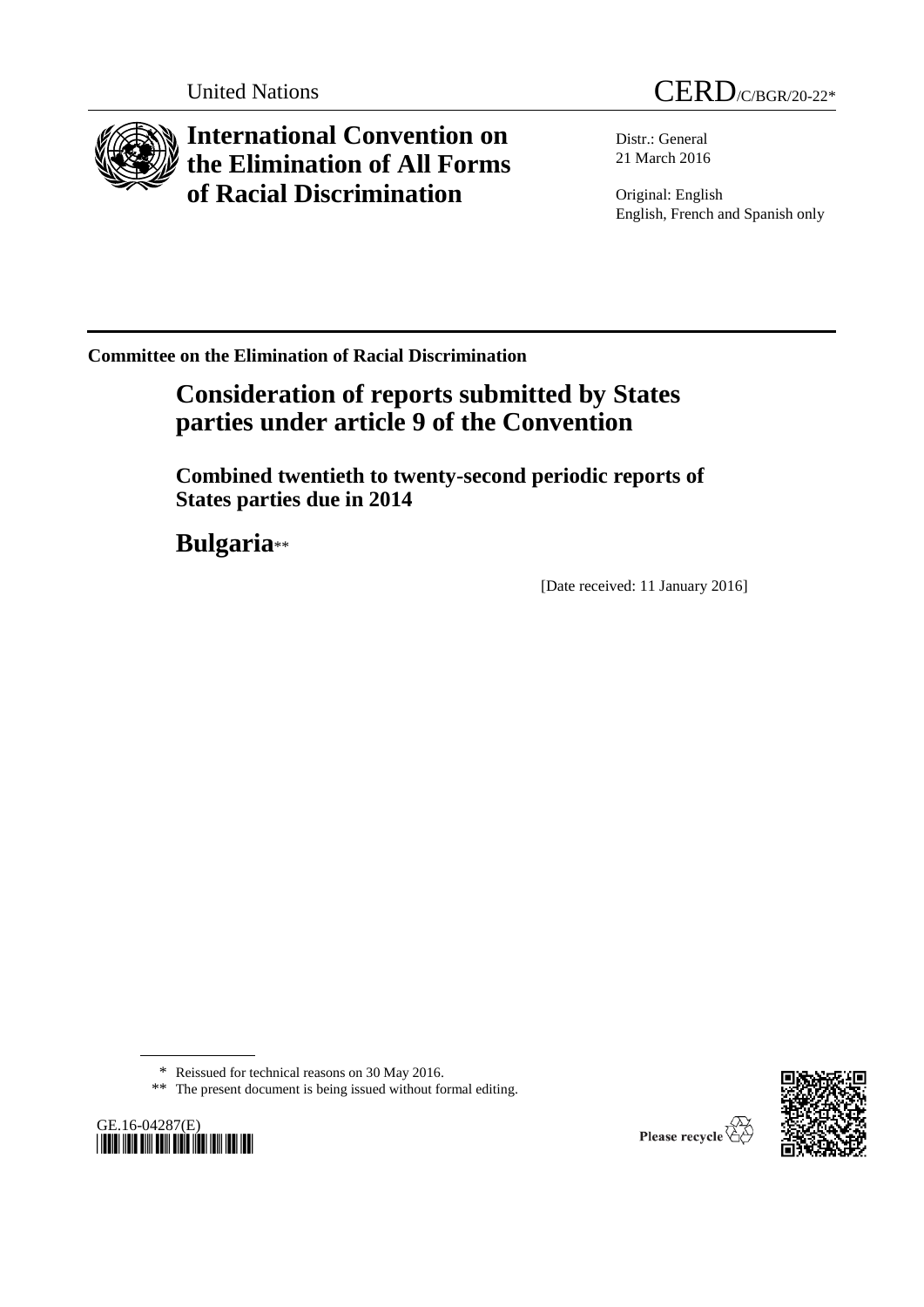United Nations

CERD/C/BGR/20-22*

# International Convention on the Elimination of All Forms of Racial Discrimination

Distr.: General
21 March 2016

Original: English
English, French and Spanish only

**Committee on the Elimination of Racial Discrimination**

## Consideration of reports submitted by States parties under article 9 of the Convention

### Combined twentieth to twenty-second periodic reports of States parties due in 2014

## Bulgaria**

[Date received: 11 January 2016]

\* Reissued for technical reasons on 30 May 2016.

\*\* The present document is being issued without formal editing.

GE.16-04287(E)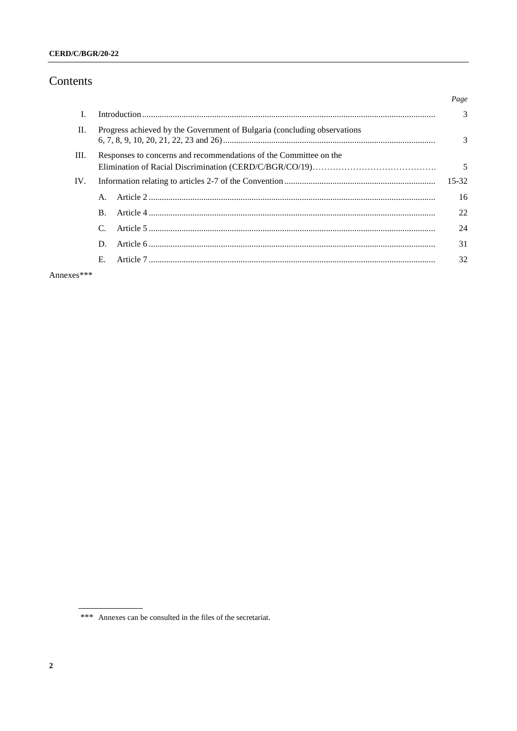# Contents

| | | | Page |
|---|---|---|---|
| I. | Introduction | | 3 |
| II. | Progress achieved by the Government of Bulgaria (concluding observations 6, 7, 8, 9, 10, 20, 21, 22, 23 and 26) | | 3 |
| III. | Responses to concerns and recommendations of the Committee on the Elimination of Racial Discrimination (CERD/C/BGR/CO/19) | | 5 |
| IV. | Information relating to articles 2-7 of the Convention | | 15-32 |
| | A. | Article 2 | 16 |
| | B. | Article 4 | 22 |
| | C. | Article 5 | 24 |
| | D. | Article 6 | 31 |
| | E. | Article 7 | 32 |

Annexes***

*** Annexes can be consulted in the files of the secretariat.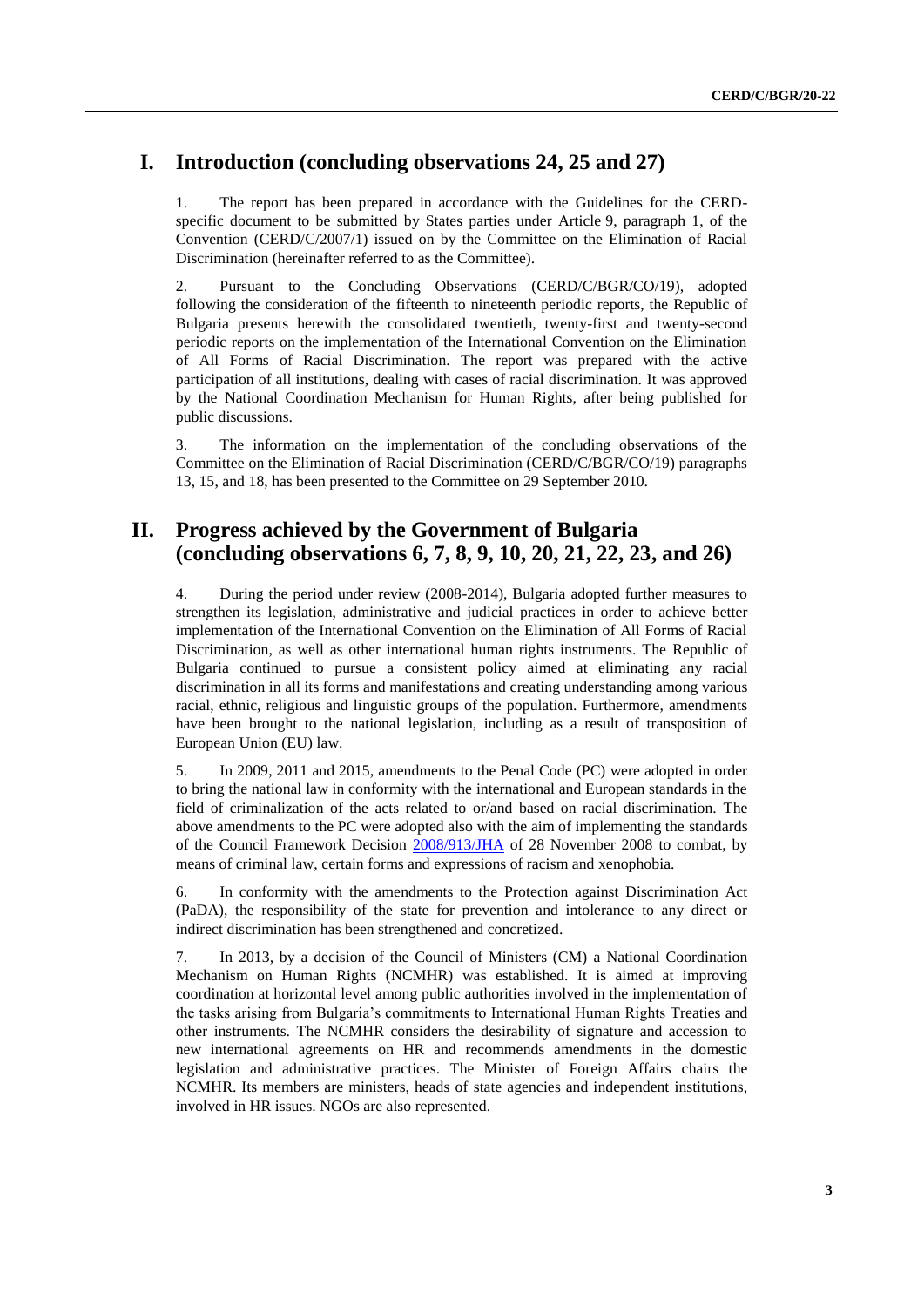# I. Introduction (concluding observations 24, 25 and 27)

1. The report has been prepared in accordance with the Guidelines for the CERD-specific document to be submitted by States parties under Article 9, paragraph 1, of the Convention (CERD/C/2007/1) issued on by the Committee on the Elimination of Racial Discrimination (hereinafter referred to as the Committee).

2. Pursuant to the Concluding Observations (CERD/C/BGR/CO/19), adopted following the consideration of the fifteenth to nineteenth periodic reports, the Republic of Bulgaria presents herewith the consolidated twentieth, twenty-first and twenty-second periodic reports on the implementation of the International Convention on the Elimination of All Forms of Racial Discrimination. The report was prepared with the active participation of all institutions, dealing with cases of racial discrimination. It was approved by the National Coordination Mechanism for Human Rights, after being published for public discussions.

3. The information on the implementation of the concluding observations of the Committee on the Elimination of Racial Discrimination (CERD/C/BGR/CO/19) paragraphs 13, 15, and 18, has been presented to the Committee on 29 September 2010.

# II. Progress achieved by the Government of Bulgaria (concluding observations 6, 7, 8, 9, 10, 20, 21, 22, 23, and 26)

4. During the period under review (2008-2014), Bulgaria adopted further measures to strengthen its legislation, administrative and judicial practices in order to achieve better implementation of the International Convention on the Elimination of All Forms of Racial Discrimination, as well as other international human rights instruments. The Republic of Bulgaria continued to pursue a consistent policy aimed at eliminating any racial discrimination in all its forms and manifestations and creating understanding among various racial, ethnic, religious and linguistic groups of the population. Furthermore, amendments have been brought to the national legislation, including as a result of transposition of European Union (EU) law.

5. In 2009, 2011 and 2015, amendments to the Penal Code (PC) were adopted in order to bring the national law in conformity with the international and European standards in the field of criminalization of the acts related to or/and based on racial discrimination. The above amendments to the PC were adopted also with the aim of implementing the standards of the Council Framework Decision 2008/913/JHA of 28 November 2008 to combat, by means of criminal law, certain forms and expressions of racism and xenophobia.

6. In conformity with the amendments to the Protection against Discrimination Act (PaDA), the responsibility of the state for prevention and intolerance to any direct or indirect discrimination has been strengthened and concretized.

7. In 2013, by a decision of the Council of Ministers (CM) a National Coordination Mechanism on Human Rights (NCMHR) was established. It is aimed at improving coordination at horizontal level among public authorities involved in the implementation of the tasks arising from Bulgaria's commitments to International Human Rights Treaties and other instruments. The NCMHR considers the desirability of signature and accession to new international agreements on HR and recommends amendments in the domestic legislation and administrative practices. The Minister of Foreign Affairs chairs the NCMHR. Its members are ministers, heads of state agencies and independent institutions, involved in HR issues. NGOs are also represented.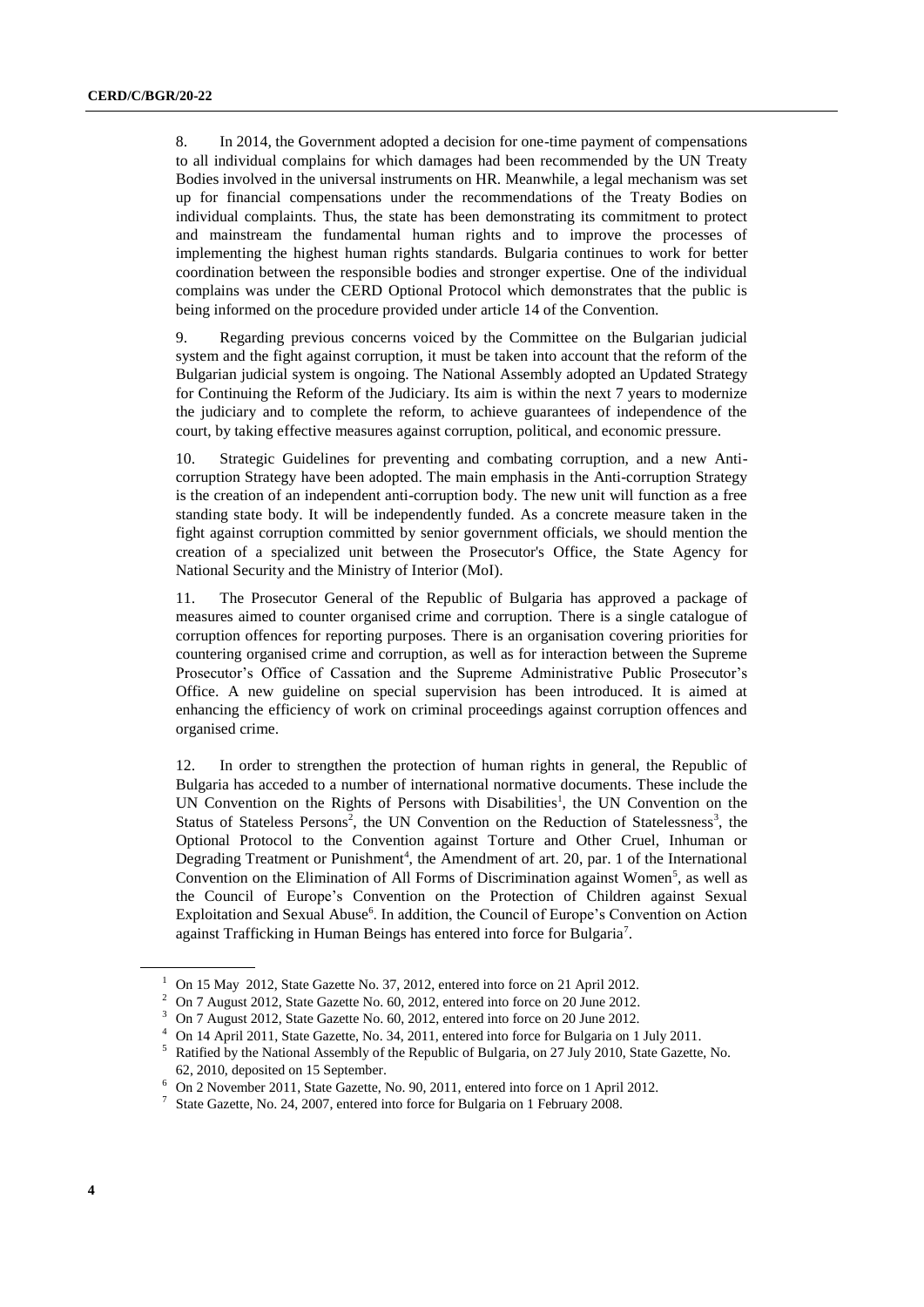8. In 2014, the Government adopted a decision for one-time payment of compensations to all individual complains for which damages had been recommended by the UN Treaty Bodies involved in the universal instruments on HR. Meanwhile, a legal mechanism was set up for financial compensations under the recommendations of the Treaty Bodies on individual complaints. Thus, the state has been demonstrating its commitment to protect and mainstream the fundamental human rights and to improve the processes of implementing the highest human rights standards. Bulgaria continues to work for better coordination between the responsible bodies and stronger expertise. One of the individual complains was under the CERD Optional Protocol which demonstrates that the public is being informed on the procedure provided under article 14 of the Convention.

9. Regarding previous concerns voiced by the Committee on the Bulgarian judicial system and the fight against corruption, it must be taken into account that the reform of the Bulgarian judicial system is ongoing. The National Assembly adopted an Updated Strategy for Continuing the Reform of the Judiciary. Its aim is within the next 7 years to modernize the judiciary and to complete the reform, to achieve guarantees of independence of the court, by taking effective measures against corruption, political, and economic pressure.

10. Strategic Guidelines for preventing and combating corruption, and a new Anti-corruption Strategy have been adopted. The main emphasis in the Anti-corruption Strategy is the creation of an independent anti-corruption body. The new unit will function as a free standing state body. It will be independently funded. As a concrete measure taken in the fight against corruption committed by senior government officials, we should mention the creation of a specialized unit between the Prosecutor's Office, the State Agency for National Security and the Ministry of Interior (MoI).

11. The Prosecutor General of the Republic of Bulgaria has approved a package of measures aimed to counter organised crime and corruption. There is a single catalogue of corruption offences for reporting purposes. There is an organisation covering priorities for countering organised crime and corruption, as well as for interaction between the Supreme Prosecutor's Office of Cassation and the Supreme Administrative Public Prosecutor's Office. A new guideline on special supervision has been introduced. It is aimed at enhancing the efficiency of work on criminal proceedings against corruption offences and organised crime.

12. In order to strengthen the protection of human rights in general, the Republic of Bulgaria has acceded to a number of international normative documents. These include the UN Convention on the Rights of Persons with Disabilities[1], the UN Convention on the Status of Stateless Persons[2], the UN Convention on the Reduction of Statelessness[3], the Optional Protocol to the Convention against Torture and Other Cruel, Inhuman or Degrading Treatment or Punishment[4], the Amendment of art. 20, par. 1 of the International Convention on the Elimination of All Forms of Discrimination against Women[5], as well as the Council of Europe's Convention on the Protection of Children against Sexual Exploitation and Sexual Abuse[6]. In addition, the Council of Europe's Convention on Action against Trafficking in Human Beings has entered into force for Bulgaria[7].

---

[1] On 15 May 2012, State Gazette No. 37, 2012, entered into force on 21 April 2012.

[2] On 7 August 2012, State Gazette No. 60, 2012, entered into force on 20 June 2012.

[3] On 7 August 2012, State Gazette No. 60, 2012, entered into force on 20 June 2012.

[4] On 14 April 2011, State Gazette, No. 34, 2011, entered into force for Bulgaria on 1 July 2011.

[5] Ratified by the National Assembly of the Republic of Bulgaria, on 27 July 2010, State Gazette, No. 62, 2010, deposited on 15 September.

[6] On 2 November 2011, State Gazette, No. 90, 2011, entered into force on 1 April 2012.

[7] State Gazette, No. 24, 2007, entered into force for Bulgaria on 1 February 2008.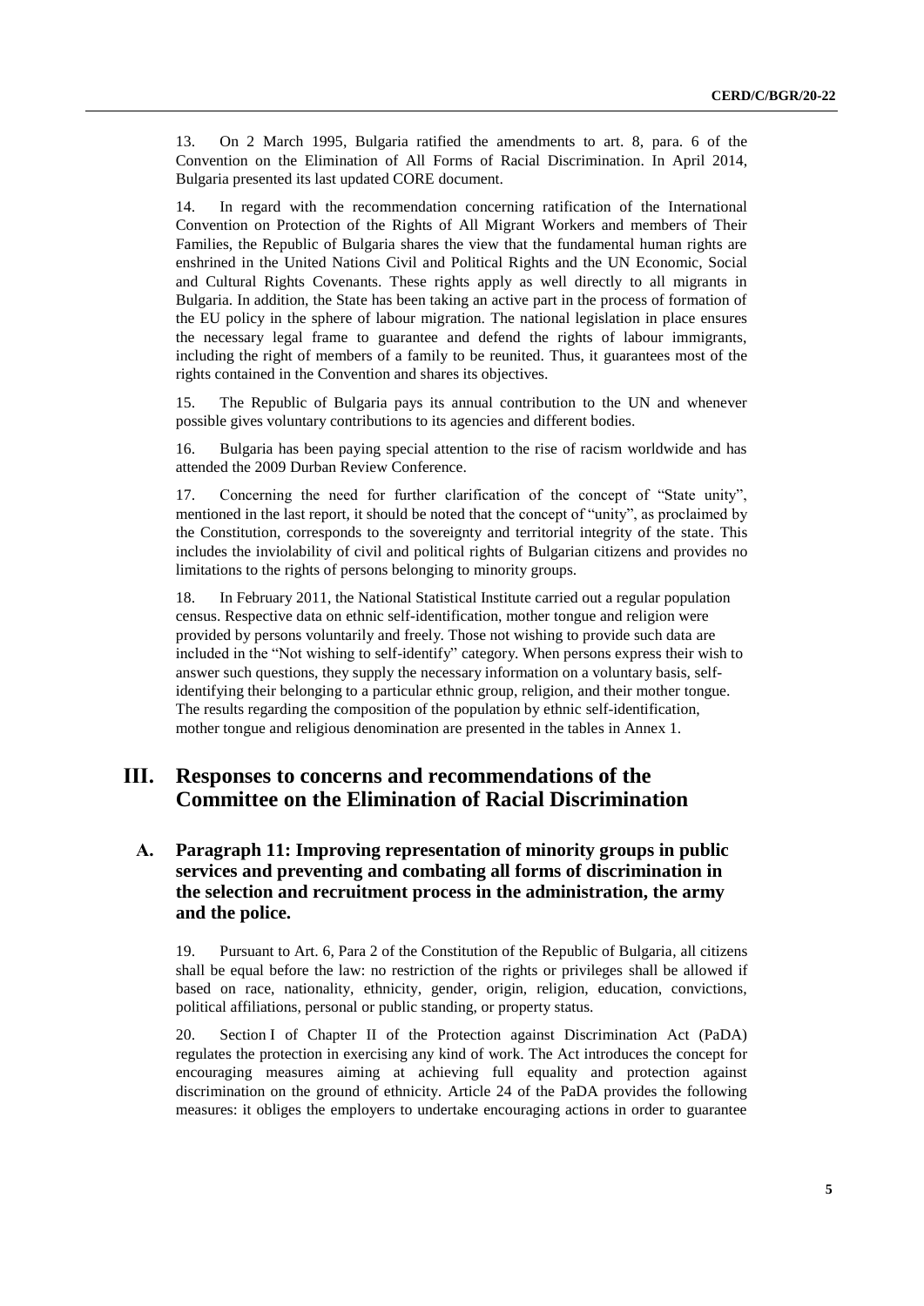13. On 2 March 1995, Bulgaria ratified the amendments to art. 8, para. 6 of the Convention on the Elimination of All Forms of Racial Discrimination. In April 2014, Bulgaria presented its last updated CORE document.

14. In regard with the recommendation concerning ratification of the International Convention on Protection of the Rights of All Migrant Workers and members of Their Families, the Republic of Bulgaria shares the view that the fundamental human rights are enshrined in the United Nations Civil and Political Rights and the UN Economic, Social and Cultural Rights Covenants. These rights apply as well directly to all migrants in Bulgaria. In addition, the State has been taking an active part in the process of formation of the EU policy in the sphere of labour migration. The national legislation in place ensures the necessary legal frame to guarantee and defend the rights of labour immigrants, including the right of members of a family to be reunited. Thus, it guarantees most of the rights contained in the Convention and shares its objectives.

15. The Republic of Bulgaria pays its annual contribution to the UN and whenever possible gives voluntary contributions to its agencies and different bodies.

16. Bulgaria has been paying special attention to the rise of racism worldwide and has attended the 2009 Durban Review Conference.

17. Concerning the need for further clarification of the concept of "State unity", mentioned in the last report, it should be noted that the concept of "unity", as proclaimed by the Constitution, corresponds to the sovereignty and territorial integrity of the state. This includes the inviolability of civil and political rights of Bulgarian citizens and provides no limitations to the rights of persons belonging to minority groups.

18. In February 2011, the National Statistical Institute carried out a regular population census. Respective data on ethnic self-identification, mother tongue and religion were provided by persons voluntarily and freely. Those not wishing to provide such data are included in the "Not wishing to self-identify" category. When persons express their wish to answer such questions, they supply the necessary information on a voluntary basis, self-identifying their belonging to a particular ethnic group, religion, and their mother tongue. The results regarding the composition of the population by ethnic self-identification, mother tongue and religious denomination are presented in the tables in Annex 1.

# III. Responses to concerns and recommendations of the Committee on the Elimination of Racial Discrimination

## A. Paragraph 11: Improving representation of minority groups in public services and preventing and combating all forms of discrimination in the selection and recruitment process in the administration, the army and the police.

19. Pursuant to Art. 6, Para 2 of the Constitution of the Republic of Bulgaria, all citizens shall be equal before the law: no restriction of the rights or privileges shall be allowed if based on race, nationality, ethnicity, gender, origin, religion, education, convictions, political affiliations, personal or public standing, or property status.

20. Section I of Chapter II of the Protection against Discrimination Act (PaDA) regulates the protection in exercising any kind of work. The Act introduces the concept for encouraging measures aiming at achieving full equality and protection against discrimination on the ground of ethnicity. Article 24 of the PaDA provides the following measures: it obliges the employers to undertake encouraging actions in order to guarantee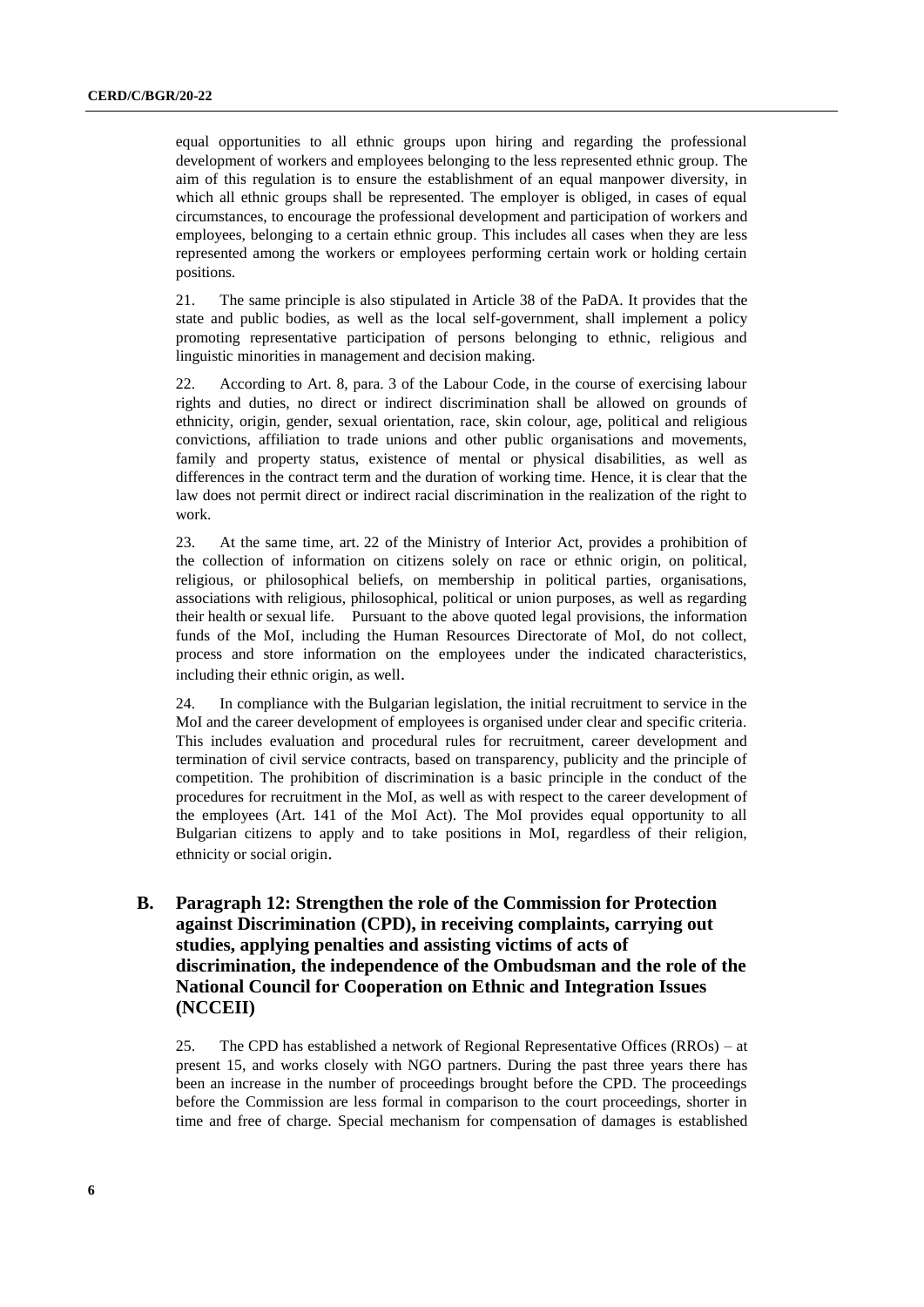equal opportunities to all ethnic groups upon hiring and regarding the professional development of workers and employees belonging to the less represented ethnic group. The aim of this regulation is to ensure the establishment of an equal manpower diversity, in which all ethnic groups shall be represented. The employer is obliged, in cases of equal circumstances, to encourage the professional development and participation of workers and employees, belonging to a certain ethnic group. This includes all cases when they are less represented among the workers or employees performing certain work or holding certain positions.

21. The same principle is also stipulated in Article 38 of the PaDA. It provides that the state and public bodies, as well as the local self-government, shall implement a policy promoting representative participation of persons belonging to ethnic, religious and linguistic minorities in management and decision making.

22. According to Art. 8, para. 3 of the Labour Code, in the course of exercising labour rights and duties, no direct or indirect discrimination shall be allowed on grounds of ethnicity, origin, gender, sexual orientation, race, skin colour, age, political and religious convictions, affiliation to trade unions and other public organisations and movements, family and property status, existence of mental or physical disabilities, as well as differences in the contract term and the duration of working time. Hence, it is clear that the law does not permit direct or indirect racial discrimination in the realization of the right to work.

23. At the same time, art. 22 of the Ministry of Interior Act, provides a prohibition of the collection of information on citizens solely on race or ethnic origin, on political, religious, or philosophical beliefs, on membership in political parties, organisations, associations with religious, philosophical, political or union purposes, as well as regarding their health or sexual life. Pursuant to the above quoted legal provisions, the information funds of the MoI, including the Human Resources Directorate of MoI, do not collect, process and store information on the employees under the indicated characteristics, including their ethnic origin, as well.

24. In compliance with the Bulgarian legislation, the initial recruitment to service in the MoI and the career development of employees is organised under clear and specific criteria. This includes evaluation and procedural rules for recruitment, career development and termination of civil service contracts, based on transparency, publicity and the principle of competition. The prohibition of discrimination is a basic principle in the conduct of the procedures for recruitment in the MoI, as well as with respect to the career development of the employees (Art. 141 of the MoI Act). The MoI provides equal opportunity to all Bulgarian citizens to apply and to take positions in MoI, regardless of their religion, ethnicity or social origin.

## B. Paragraph 12: Strengthen the role of the Commission for Protection against Discrimination (CPD), in receiving complaints, carrying out studies, applying penalties and assisting victims of acts of discrimination, the independence of the Ombudsman and the role of the National Council for Cooperation on Ethnic and Integration Issues (NCCEII)

25. The CPD has established a network of Regional Representative Offices (RROs) – at present 15, and works closely with NGO partners. During the past three years there has been an increase in the number of proceedings brought before the CPD. The proceedings before the Commission are less formal in comparison to the court proceedings, shorter in time and free of charge. Special mechanism for compensation of damages is established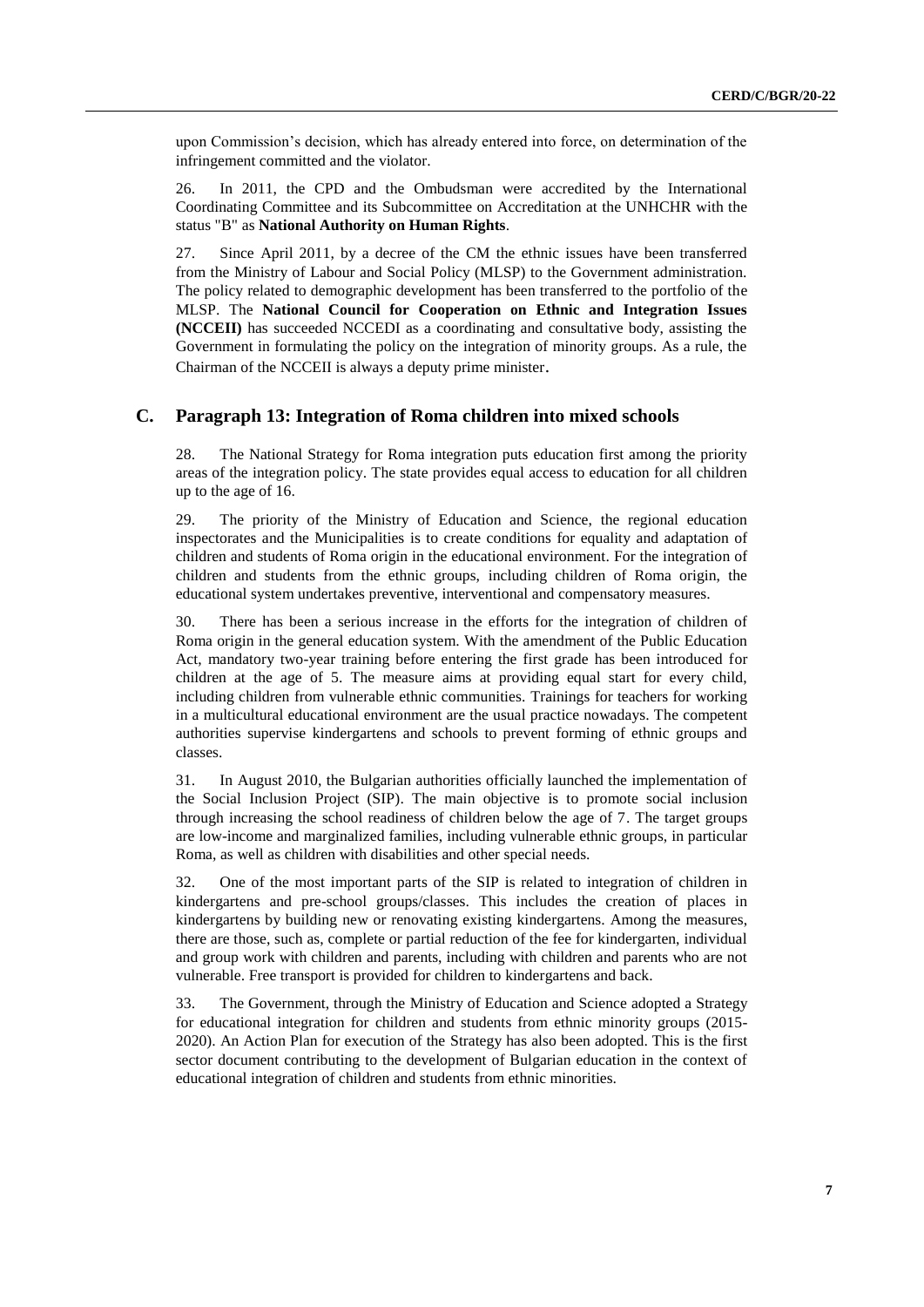upon Commission's decision, which has already entered into force, on determination of the infringement committed and the violator.

26. In 2011, the CPD and the Ombudsman were accredited by the International Coordinating Committee and its Subcommittee on Accreditation at the UNHCHR with the status "B" as **National Authority on Human Rights**.

27. Since April 2011, by a decree of the CM the ethnic issues have been transferred from the Ministry of Labour and Social Policy (MLSP) to the Government administration. The policy related to demographic development has been transferred to the portfolio of the MLSP. The **National Council for Cooperation on Ethnic and Integration Issues (NCCEII)** has succeeded NCCEDI as a coordinating and consultative body, assisting the Government in formulating the policy on the integration of minority groups. As a rule, the Chairman of the NCCEII is always a deputy prime minister.

## C. Paragraph 13: Integration of Roma children into mixed schools

28. The National Strategy for Roma integration puts education first among the priority areas of the integration policy. The state provides equal access to education for all children up to the age of 16.

29. The priority of the Ministry of Education and Science, the regional education inspectorates and the Municipalities is to create conditions for equality and adaptation of children and students of Roma origin in the educational environment. For the integration of children and students from the ethnic groups, including children of Roma origin, the educational system undertakes preventive, interventional and compensatory measures.

30. There has been a serious increase in the efforts for the integration of children of Roma origin in the general education system. With the amendment of the Public Education Act, mandatory two-year training before entering the first grade has been introduced for children at the age of 5. The measure aims at providing equal start for every child, including children from vulnerable ethnic communities. Trainings for teachers for working in a multicultural educational environment are the usual practice nowadays. The competent authorities supervise kindergartens and schools to prevent forming of ethnic groups and classes.

31. In August 2010, the Bulgarian authorities officially launched the implementation of the Social Inclusion Project (SIP). The main objective is to promote social inclusion through increasing the school readiness of children below the age of 7. The target groups are low-income and marginalized families, including vulnerable ethnic groups, in particular Roma, as well as children with disabilities and other special needs.

32. One of the most important parts of the SIP is related to integration of children in kindergartens and pre-school groups/classes. This includes the creation of places in kindergartens by building new or renovating existing kindergartens. Among the measures, there are those, such as, complete or partial reduction of the fee for kindergarten, individual and group work with children and parents, including with children and parents who are not vulnerable. Free transport is provided for children to kindergartens and back.

33. The Government, through the Ministry of Education and Science adopted a Strategy for educational integration for children and students from ethnic minority groups (2015-2020). An Action Plan for execution of the Strategy has also been adopted. This is the first sector document contributing to the development of Bulgarian education in the context of educational integration of children and students from ethnic minorities.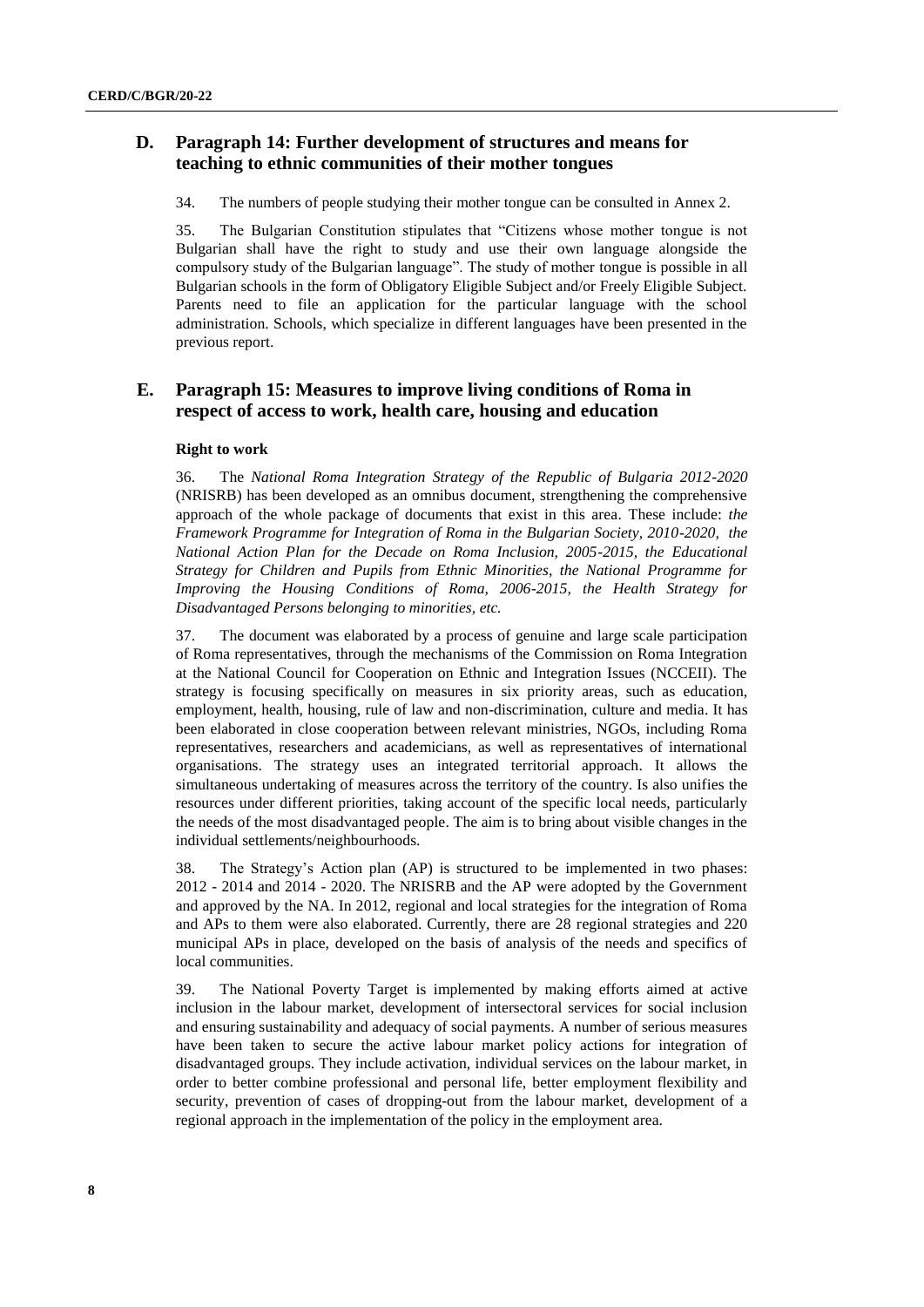## D. Paragraph 14: Further development of structures and means for teaching to ethnic communities of their mother tongues

34. The numbers of people studying their mother tongue can be consulted in Annex 2.

35. The Bulgarian Constitution stipulates that "Citizens whose mother tongue is not Bulgarian shall have the right to study and use their own language alongside the compulsory study of the Bulgarian language". The study of mother tongue is possible in all Bulgarian schools in the form of Obligatory Eligible Subject and/or Freely Eligible Subject. Parents need to file an application for the particular language with the school administration. Schools, which specialize in different languages have been presented in the previous report.

## E. Paragraph 15: Measures to improve living conditions of Roma in respect of access to work, health care, housing and education

### Right to work

36. The *National Roma Integration Strategy of the Republic of Bulgaria 2012-2020* (NRISRB) has been developed as an omnibus document, strengthening the comprehensive approach of the whole package of documents that exist in this area. These include: *the Framework Programme for Integration of Roma in the Bulgarian Society, 2010-2020, the National Action Plan for the Decade on Roma Inclusion, 2005-2015, the Educational Strategy for Children and Pupils from Ethnic Minorities, the National Programme for Improving the Housing Conditions of Roma, 2006-2015, the Health Strategy for Disadvantaged Persons belonging to minorities, etc.*

37. The document was elaborated by a process of genuine and large scale participation of Roma representatives, through the mechanisms of the Commission on Roma Integration at the National Council for Cooperation on Ethnic and Integration Issues (NCCEII). The strategy is focusing specifically on measures in six priority areas, such as education, employment, health, housing, rule of law and non-discrimination, culture and media. It has been elaborated in close cooperation between relevant ministries, NGOs, including Roma representatives, researchers and academicians, as well as representatives of international organisations. The strategy uses an integrated territorial approach. It allows the simultaneous undertaking of measures across the territory of the country. Is also unifies the resources under different priorities, taking account of the specific local needs, particularly the needs of the most disadvantaged people. The aim is to bring about visible changes in the individual settlements/neighbourhoods.

38. The Strategy's Action plan (AP) is structured to be implemented in two phases: 2012 - 2014 and 2014 - 2020. The NRISRB and the AP were adopted by the Government and approved by the NA. In 2012, regional and local strategies for the integration of Roma and APs to them were also elaborated. Currently, there are 28 regional strategies and 220 municipal APs in place, developed on the basis of analysis of the needs and specifics of local communities.

39. The National Poverty Target is implemented by making efforts aimed at active inclusion in the labour market, development of intersectoral services for social inclusion and ensuring sustainability and adequacy of social payments. A number of serious measures have been taken to secure the active labour market policy actions for integration of disadvantaged groups. They include activation, individual services on the labour market, in order to better combine professional and personal life, better employment flexibility and security, prevention of cases of dropping-out from the labour market, development of a regional approach in the implementation of the policy in the employment area.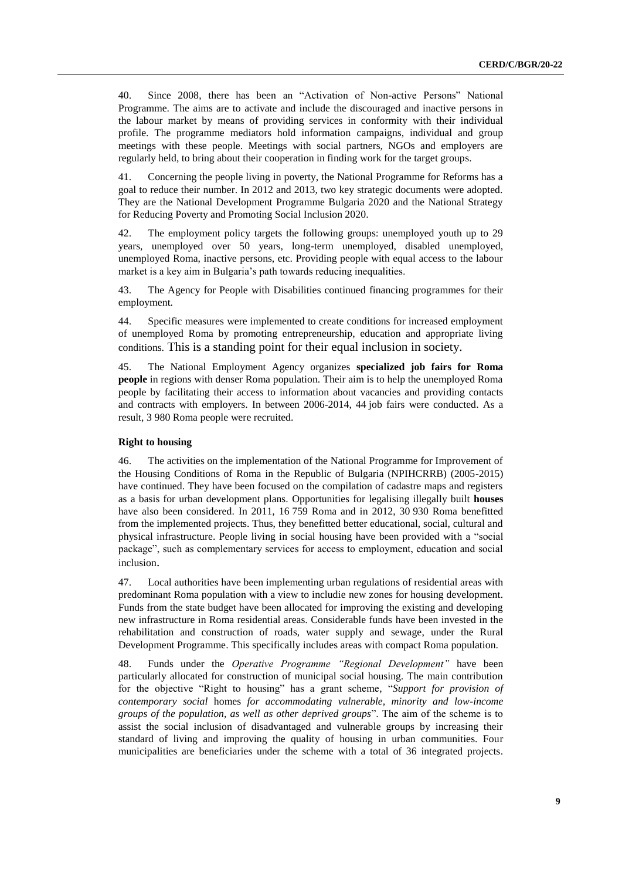40. Since 2008, there has been an "Activation of Non-active Persons" National Programme. The aims are to activate and include the discouraged and inactive persons in the labour market by means of providing services in conformity with their individual profile. The programme mediators hold information campaigns, individual and group meetings with these people. Meetings with social partners, NGOs and employers are regularly held, to bring about their cooperation in finding work for the target groups.

41. Concerning the people living in poverty, the National Programme for Reforms has a goal to reduce their number. In 2012 and 2013, two key strategic documents were adopted. They are the National Development Programme Bulgaria 2020 and the National Strategy for Reducing Poverty and Promoting Social Inclusion 2020.

42. The employment policy targets the following groups: unemployed youth up to 29 years, unemployed over 50 years, long-term unemployed, disabled unemployed, unemployed Roma, inactive persons, etc. Providing people with equal access to the labour market is a key aim in Bulgaria's path towards reducing inequalities.

43. The Agency for People with Disabilities continued financing programmes for their employment.

44. Specific measures were implemented to create conditions for increased employment of unemployed Roma by promoting entrepreneurship, education and appropriate living conditions. This is a standing point for their equal inclusion in society.

45. The National Employment Agency organizes **specialized job fairs for Roma people** in regions with denser Roma population. Their aim is to help the unemployed Roma people by facilitating their access to information about vacancies and providing contacts and contracts with employers. In between 2006-2014, 44 job fairs were conducted. As a result, 3 980 Roma people were recruited.

**Right to housing**

46. The activities on the implementation of the National Programme for Improvement of the Housing Conditions of Roma in the Republic of Bulgaria (NPIHCRRB) (2005-2015) have continued. They have been focused on the compilation of cadastre maps and registers as a basis for urban development plans. Opportunities for legalising illegally built **houses** have also been considered. In 2011, 16 759 Roma and in 2012, 30 930 Roma benefitted from the implemented projects. Thus, they benefitted better educational, social, cultural and physical infrastructure. People living in social housing have been provided with a "social package", such as complementary services for access to employment, education and social inclusion.

47. Local authorities have been implementing urban regulations of residential areas with predominant Roma population with a view to includie new zones for housing development. Funds from the state budget have been allocated for improving the existing and developing new infrastructure in Roma residential areas. Considerable funds have been invested in the rehabilitation and construction of roads, water supply and sewage, under the Rural Development Programme. This specifically includes areas with compact Roma population.

48. Funds under the *Operative Programme "Regional Development"* have been particularly allocated for construction of municipal social housing. The main contribution for the objective "Right to housing" has a grant scheme, "*Support for provision of contemporary social* homes *for accommodating vulnerable, minority and low-income groups of the population, as well as other deprived groups*". The aim of the scheme is to assist the social inclusion of disadvantaged and vulnerable groups by increasing their standard of living and improving the quality of housing in urban communities. Four municipalities are beneficiaries under the scheme with a total of 36 integrated projects.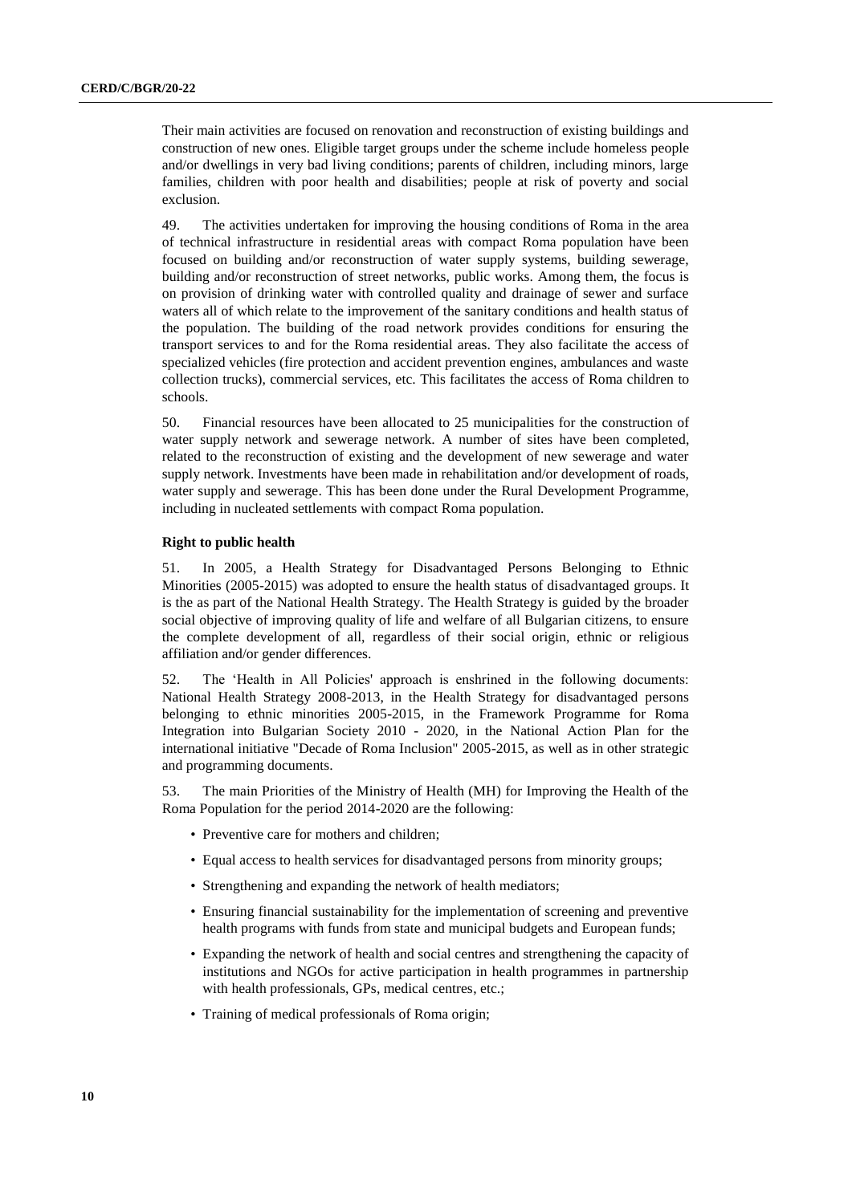Their main activities are focused on renovation and reconstruction of existing buildings and construction of new ones. Eligible target groups under the scheme include homeless people and/or dwellings in very bad living conditions; parents of children, including minors, large families, children with poor health and disabilities; people at risk of poverty and social exclusion.

49. The activities undertaken for improving the housing conditions of Roma in the area of technical infrastructure in residential areas with compact Roma population have been focused on building and/or reconstruction of water supply systems, building sewerage, building and/or reconstruction of street networks, public works. Among them, the focus is on provision of drinking water with controlled quality and drainage of sewer and surface waters all of which relate to the improvement of the sanitary conditions and health status of the population. The building of the road network provides conditions for ensuring the transport services to and for the Roma residential areas. They also facilitate the access of specialized vehicles (fire protection and accident prevention engines, ambulances and waste collection trucks), commercial services, etc. This facilitates the access of Roma children to schools.

50. Financial resources have been allocated to 25 municipalities for the construction of water supply network and sewerage network. A number of sites have been completed, related to the reconstruction of existing and the development of new sewerage and water supply network. Investments have been made in rehabilitation and/or development of roads, water supply and sewerage. This has been done under the Rural Development Programme, including in nucleated settlements with compact Roma population.

**Right to public health**

51. In 2005, a Health Strategy for Disadvantaged Persons Belonging to Ethnic Minorities (2005-2015) was adopted to ensure the health status of disadvantaged groups. It is the as part of the National Health Strategy. The Health Strategy is guided by the broader social objective of improving quality of life and welfare of all Bulgarian citizens, to ensure the complete development of all, regardless of their social origin, ethnic or religious affiliation and/or gender differences.

52. The 'Health in All Policies' approach is enshrined in the following documents: National Health Strategy 2008-2013, in the Health Strategy for disadvantaged persons belonging to ethnic minorities 2005-2015, in the Framework Programme for Roma Integration into Bulgarian Society 2010 - 2020, in the National Action Plan for the international initiative "Decade of Roma Inclusion" 2005-2015, as well as in other strategic and programming documents.

53. The main Priorities of the Ministry of Health (MH) for Improving the Health of the Roma Population for the period 2014-2020 are the following:

- Preventive care for mothers and children;
- Equal access to health services for disadvantaged persons from minority groups;
- Strengthening and expanding the network of health mediators;
- Ensuring financial sustainability for the implementation of screening and preventive health programs with funds from state and municipal budgets and European funds;
- Expanding the network of health and social centres and strengthening the capacity of institutions and NGOs for active participation in health programmes in partnership with health professionals, GPs, medical centres, etc.;
- Training of medical professionals of Roma origin;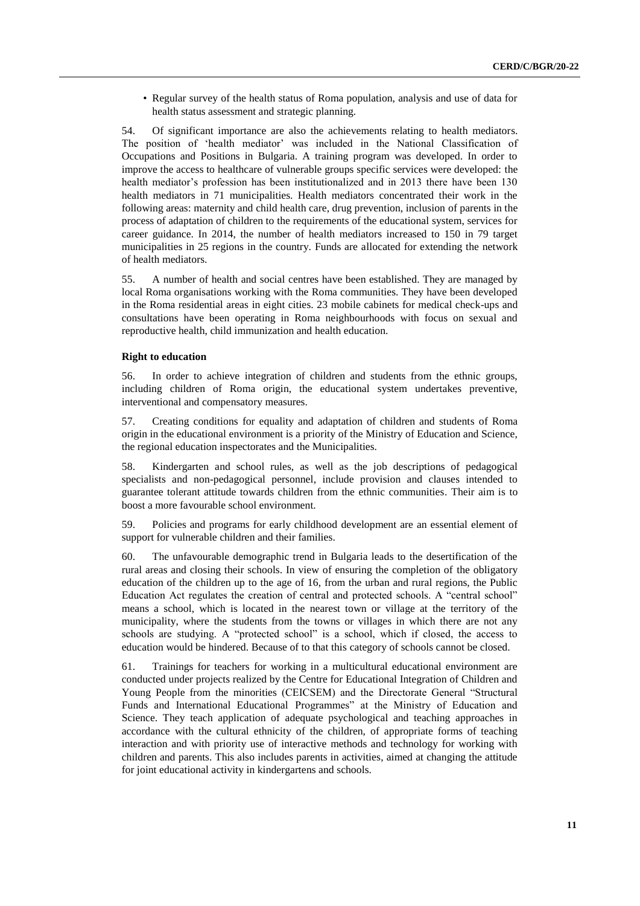- Regular survey of the health status of Roma population, analysis and use of data for health status assessment and strategic planning.

54. Of significant importance are also the achievements relating to health mediators. The position of 'health mediator' was included in the National Classification of Occupations and Positions in Bulgaria. A training program was developed. In order to improve the access to healthcare of vulnerable groups specific services were developed: the health mediator's profession has been institutionalized and in 2013 there have been 130 health mediators in 71 municipalities. Health mediators concentrated their work in the following areas: maternity and child health care, drug prevention, inclusion of parents in the process of adaptation of children to the requirements of the educational system, services for career guidance. In 2014, the number of health mediators increased to 150 in 79 target municipalities in 25 regions in the country. Funds are allocated for extending the network of health mediators.

55. A number of health and social centres have been established. They are managed by local Roma organisations working with the Roma communities. They have been developed in the Roma residential areas in eight cities. 23 mobile cabinets for medical check-ups and consultations have been operating in Roma neighbourhoods with focus on sexual and reproductive health, child immunization and health education.

**Right to education**

56. In order to achieve integration of children and students from the ethnic groups, including children of Roma origin, the educational system undertakes preventive, interventional and compensatory measures.

57. Creating conditions for equality and adaptation of children and students of Roma origin in the educational environment is a priority of the Ministry of Education and Science, the regional education inspectorates and the Municipalities.

58. Kindergarten and school rules, as well as the job descriptions of pedagogical specialists and non-pedagogical personnel, include provision and clauses intended to guarantee tolerant attitude towards children from the ethnic communities. Their aim is to boost a more favourable school environment.

59. Policies and programs for early childhood development are an essential element of support for vulnerable children and their families.

60. The unfavourable demographic trend in Bulgaria leads to the desertification of the rural areas and closing their schools. In view of ensuring the completion of the obligatory education of the children up to the age of 16, from the urban and rural regions, the Public Education Act regulates the creation of central and protected schools. A "central school" means a school, which is located in the nearest town or village at the territory of the municipality, where the students from the towns or villages in which there are not any schools are studying. A "protected school" is a school, which if closed, the access to education would be hindered. Because of to that this category of schools cannot be closed.

61. Trainings for teachers for working in a multicultural educational environment are conducted under projects realized by the Centre for Educational Integration of Children and Young People from the minorities (CEICSEM) and the Directorate General "Structural Funds and International Educational Programmes" at the Ministry of Education and Science. They teach application of adequate psychological and teaching approaches in accordance with the cultural ethnicity of the children, of appropriate forms of teaching interaction and with priority use of interactive methods and technology for working with children and parents. This also includes parents in activities, aimed at changing the attitude for joint educational activity in kindergartens and schools.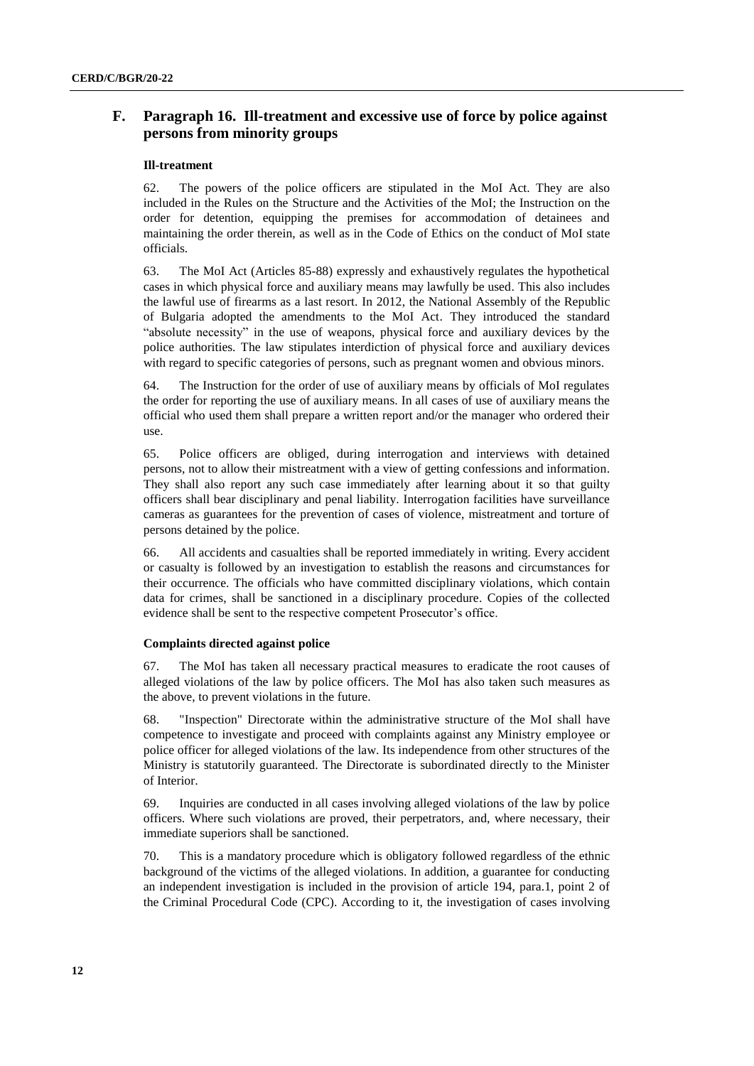## F. Paragraph 16. Ill-treatment and excessive use of force by police against persons from minority groups

### Ill-treatment

62. The powers of the police officers are stipulated in the MoI Act. They are also included in the Rules on the Structure and the Activities of the MoI; the Instruction on the order for detention, equipping the premises for accommodation of detainees and maintaining the order therein, as well as in the Code of Ethics on the conduct of MoI state officials.

63. The MoI Act (Articles 85-88) expressly and exhaustively regulates the hypothetical cases in which physical force and auxiliary means may lawfully be used. This also includes the lawful use of firearms as a last resort. In 2012, the National Assembly of the Republic of Bulgaria adopted the amendments to the MoI Act. They introduced the standard "absolute necessity" in the use of weapons, physical force and auxiliary devices by the police authorities. The law stipulates interdiction of physical force and auxiliary devices with regard to specific categories of persons, such as pregnant women and obvious minors.

64. The Instruction for the order of use of auxiliary means by officials of MoI regulates the order for reporting the use of auxiliary means. In all cases of use of auxiliary means the official who used them shall prepare a written report and/or the manager who ordered their use.

65. Police officers are obliged, during interrogation and interviews with detained persons, not to allow their mistreatment with a view of getting confessions and information. They shall also report any such case immediately after learning about it so that guilty officers shall bear disciplinary and penal liability. Interrogation facilities have surveillance cameras as guarantees for the prevention of cases of violence, mistreatment and torture of persons detained by the police.

66. All accidents and casualties shall be reported immediately in writing. Every accident or casualty is followed by an investigation to establish the reasons and circumstances for their occurrence. The officials who have committed disciplinary violations, which contain data for crimes, shall be sanctioned in a disciplinary procedure. Copies of the collected evidence shall be sent to the respective competent Prosecutor's office.

### Complaints directed against police

67. The MoI has taken all necessary practical measures to eradicate the root causes of alleged violations of the law by police officers. The MoI has also taken such measures as the above, to prevent violations in the future.

68. "Inspection" Directorate within the administrative structure of the MoI shall have competence to investigate and proceed with complaints against any Ministry employee or police officer for alleged violations of the law. Its independence from other structures of the Ministry is statutorily guaranteed. The Directorate is subordinated directly to the Minister of Interior.

69. Inquiries are conducted in all cases involving alleged violations of the law by police officers. Where such violations are proved, their perpetrators, and, where necessary, their immediate superiors shall be sanctioned.

70. This is a mandatory procedure which is obligatory followed regardless of the ethnic background of the victims of the alleged violations. In addition, a guarantee for conducting an independent investigation is included in the provision of article 194, para.1, point 2 of the Criminal Procedural Code (CPC). According to it, the investigation of cases involving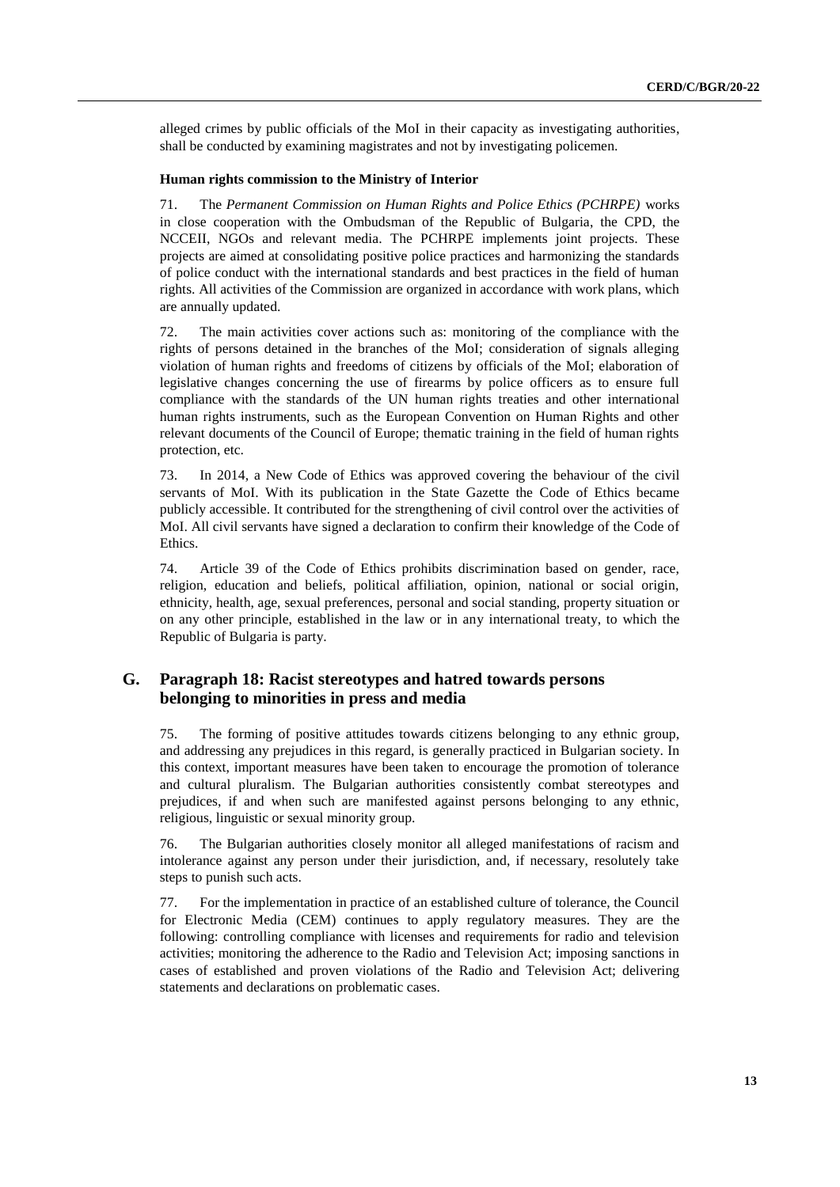alleged crimes by public officials of the MoI in their capacity as investigating authorities, shall be conducted by examining magistrates and not by investigating policemen.

**Human rights commission to the Ministry of Interior**

71. The *Permanent Commission on Human Rights and Police Ethics (PCHRPE)* works in close cooperation with the Ombudsman of the Republic of Bulgaria, the CPD, the NCCEII, NGOs and relevant media. The PCHRPE implements joint projects. These projects are aimed at consolidating positive police practices and harmonizing the standards of police conduct with the international standards and best practices in the field of human rights. All activities of the Commission are organized in accordance with work plans, which are annually updated.

72. The main activities cover actions such as: monitoring of the compliance with the rights of persons detained in the branches of the MoI; consideration of signals alleging violation of human rights and freedoms of citizens by officials of the MoI; elaboration of legislative changes concerning the use of firearms by police officers as to ensure full compliance with the standards of the UN human rights treaties and other international human rights instruments, such as the European Convention on Human Rights and other relevant documents of the Council of Europe; thematic training in the field of human rights protection, etc.

73. In 2014, a New Code of Ethics was approved covering the behaviour of the civil servants of MoI. With its publication in the State Gazette the Code of Ethics became publicly accessible. It contributed for the strengthening of civil control over the activities of MoI. All civil servants have signed a declaration to confirm their knowledge of the Code of Ethics.

74. Article 39 of the Code of Ethics prohibits discrimination based on gender, race, religion, education and beliefs, political affiliation, opinion, national or social origin, ethnicity, health, age, sexual preferences, personal and social standing, property situation or on any other principle, established in the law or in any international treaty, to which the Republic of Bulgaria is party.

## G. Paragraph 18: Racist stereotypes and hatred towards persons belonging to minorities in press and media

75. The forming of positive attitudes towards citizens belonging to any ethnic group, and addressing any prejudices in this regard, is generally practiced in Bulgarian society. In this context, important measures have been taken to encourage the promotion of tolerance and cultural pluralism. The Bulgarian authorities consistently combat stereotypes and prejudices, if and when such are manifested against persons belonging to any ethnic, religious, linguistic or sexual minority group.

76. The Bulgarian authorities closely monitor all alleged manifestations of racism and intolerance against any person under their jurisdiction, and, if necessary, resolutely take steps to punish such acts.

77. For the implementation in practice of an established culture of tolerance, the Council for Electronic Media (CEM) continues to apply regulatory measures. They are the following: controlling compliance with licenses and requirements for radio and television activities; monitoring the adherence to the Radio and Television Act; imposing sanctions in cases of established and proven violations of the Radio and Television Act; delivering statements and declarations on problematic cases.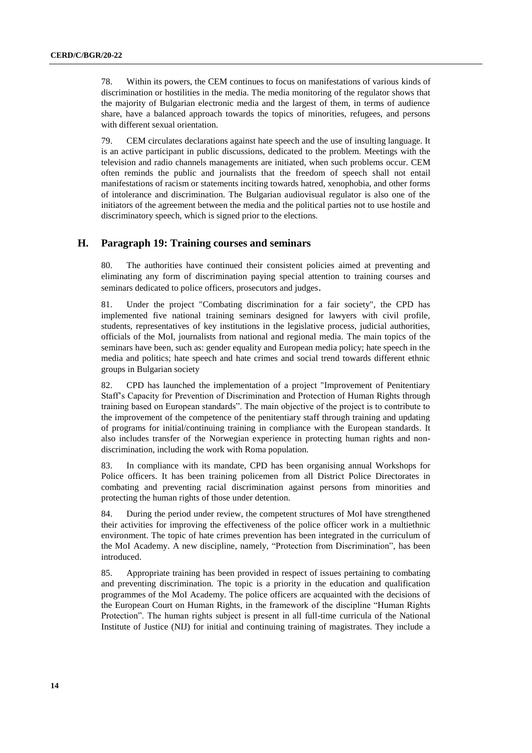78. Within its powers, the CEM continues to focus on manifestations of various kinds of discrimination or hostilities in the media. The media monitoring of the regulator shows that the majority of Bulgarian electronic media and the largest of them, in terms of audience share, have a balanced approach towards the topics of minorities, refugees, and persons with different sexual orientation.

79. CEM circulates declarations against hate speech and the use of insulting language. It is an active participant in public discussions, dedicated to the problem. Meetings with the television and radio channels managements are initiated, when such problems occur. CEM often reminds the public and journalists that the freedom of speech shall not entail manifestations of racism or statements inciting towards hatred, xenophobia, and other forms of intolerance and discrimination. The Bulgarian audiovisual regulator is also one of the initiators of the agreement between the media and the political parties not to use hostile and discriminatory speech, which is signed prior to the elections.

## H. Paragraph 19: Training courses and seminars

80. The authorities have continued their consistent policies aimed at preventing and eliminating any form of discrimination paying special attention to training courses and seminars dedicated to police officers, prosecutors and judges.

81. Under the project "Combating discrimination for a fair society", the CPD has implemented five national training seminars designed for lawyers with civil profile, students, representatives of key institutions in the legislative process, judicial authorities, officials of the MoI, journalists from national and regional media. The main topics of the seminars have been, such as: gender equality and European media policy; hate speech in the media and politics; hate speech and hate crimes and social trend towards different ethnic groups in Bulgarian society

82. CPD has launched the implementation of a project "Improvement of Penitentiary Staff's Capacity for Prevention of Discrimination and Protection of Human Rights through training based on European standards". The main objective of the project is to contribute to the improvement of the competence of the penitentiary staff through training and updating of programs for initial/continuing training in compliance with the European standards. It also includes transfer of the Norwegian experience in protecting human rights and non-discrimination, including the work with Roma population.

83. In compliance with its mandate, CPD has been organising annual Workshops for Police officers. It has been training policemen from all District Police Directorates in combating and preventing racial discrimination against persons from minorities and protecting the human rights of those under detention.

84. During the period under review, the competent structures of MoI have strengthened their activities for improving the effectiveness of the police officer work in a multiethnic environment. The topic of hate crimes prevention has been integrated in the curriculum of the MoI Academy. A new discipline, namely, "Protection from Discrimination", has been introduced.

85. Appropriate training has been provided in respect of issues pertaining to combating and preventing discrimination. The topic is a priority in the education and qualification programmes of the MoI Academy. The police officers are acquainted with the decisions of the European Court on Human Rights, in the framework of the discipline "Human Rights Protection". The human rights subject is present in all full-time curricula of the National Institute of Justice (NIJ) for initial and continuing training of magistrates. They include a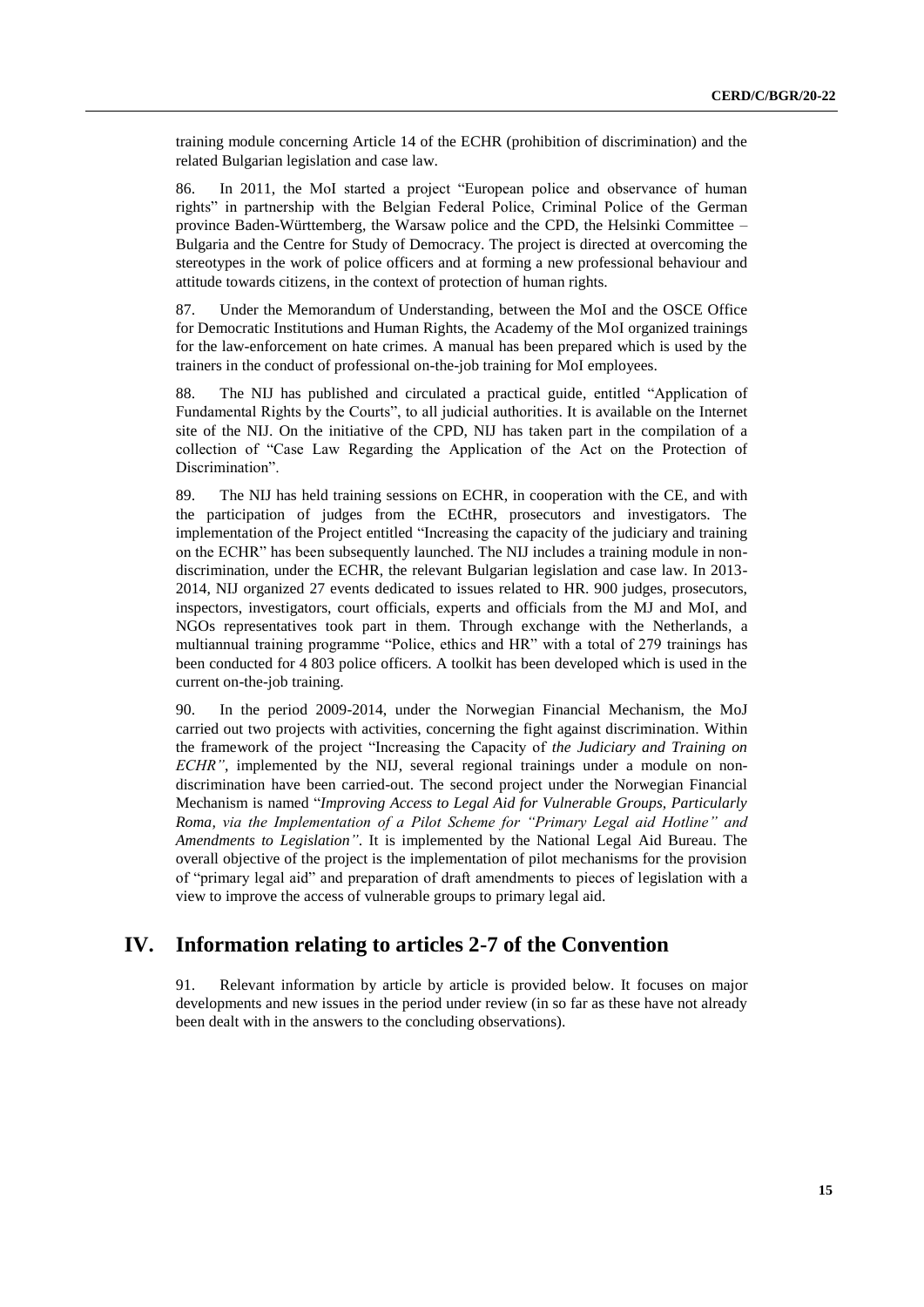training module concerning Article 14 of the ECHR (prohibition of discrimination) and the related Bulgarian legislation and case law.

86. In 2011, the MoI started a project "European police and observance of human rights" in partnership with the Belgian Federal Police, Criminal Police of the German province Baden-Württemberg, the Warsaw police and the CPD, the Helsinki Committee – Bulgaria and the Centre for Study of Democracy. The project is directed at overcoming the stereotypes in the work of police officers and at forming a new professional behaviour and attitude towards citizens, in the context of protection of human rights.

87. Under the Memorandum of Understanding, between the MoI and the OSCE Office for Democratic Institutions and Human Rights, the Academy of the MoI organized trainings for the law-enforcement on hate crimes. A manual has been prepared which is used by the trainers in the conduct of professional on-the-job training for MoI employees.

88. The NIJ has published and circulated a practical guide, entitled "Application of Fundamental Rights by the Courts", to all judicial authorities. It is available on the Internet site of the NIJ. On the initiative of the CPD, NIJ has taken part in the compilation of a collection of "Case Law Regarding the Application of the Act on the Protection of Discrimination".

89. The NIJ has held training sessions on ECHR, in cooperation with the CE, and with the participation of judges from the ECtHR, prosecutors and investigators. The implementation of the Project entitled "Increasing the capacity of the judiciary and training on the ECHR" has been subsequently launched. The NIJ includes a training module in non-discrimination, under the ECHR, the relevant Bulgarian legislation and case law. In 2013-2014, NIJ organized 27 events dedicated to issues related to HR. 900 judges, prosecutors, inspectors, investigators, court officials, experts and officials from the MJ and MoI, and NGOs representatives took part in them. Through exchange with the Netherlands, a multiannual training programme "Police, ethics and HR" with a total of 279 trainings has been conducted for 4 803 police officers. A toolkit has been developed which is used in the current on-the-job training.

90. In the period 2009-2014, under the Norwegian Financial Mechanism, the MoJ carried out two projects with activities, concerning the fight against discrimination. Within the framework of the project "Increasing the Capacity of *the Judiciary and Training on ECHR"*, implemented by the NIJ, several regional trainings under a module on non-discrimination have been carried-out. The second project under the Norwegian Financial Mechanism is named "*Improving Access to Legal Aid for Vulnerable Groups, Particularly Roma, via the Implementation of a Pilot Scheme for "Primary Legal aid Hotline" and Amendments to Legislation"*. It is implemented by the National Legal Aid Bureau. The overall objective of the project is the implementation of pilot mechanisms for the provision of "primary legal aid" and preparation of draft amendments to pieces of legislation with a view to improve the access of vulnerable groups to primary legal aid.

## IV. Information relating to articles 2-7 of the Convention

91. Relevant information by article by article is provided below. It focuses on major developments and new issues in the period under review (in so far as these have not already been dealt with in the answers to the concluding observations).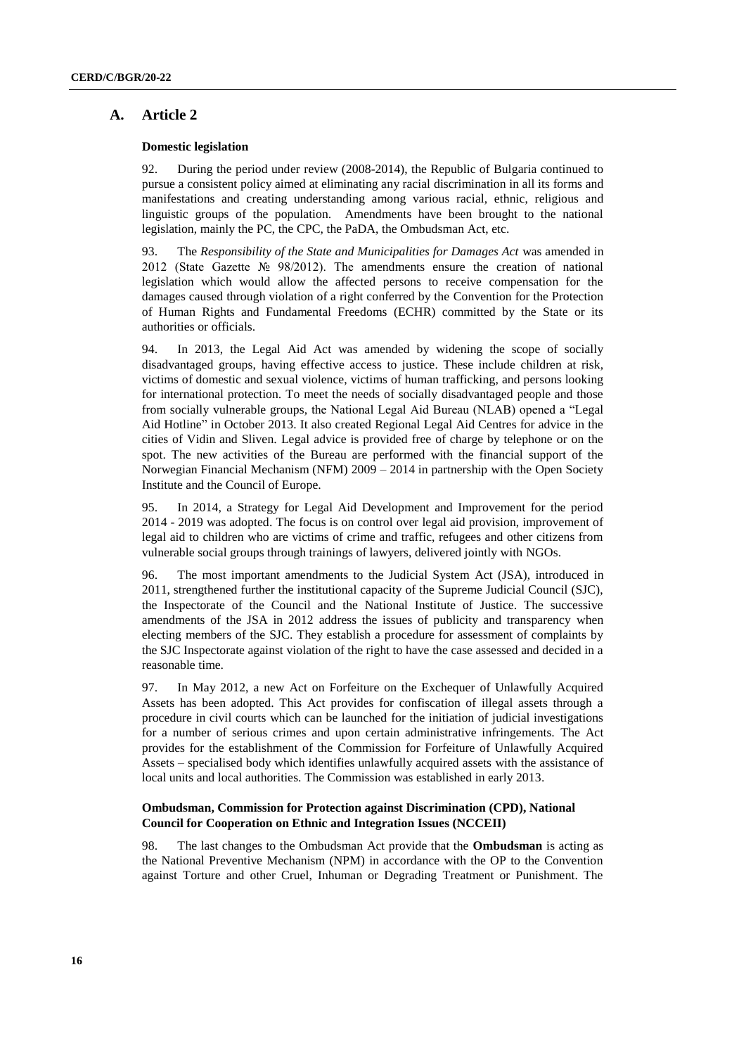## A. Article 2

### Domestic legislation

92. During the period under review (2008-2014), the Republic of Bulgaria continued to pursue a consistent policy aimed at eliminating any racial discrimination in all its forms and manifestations and creating understanding among various racial, ethnic, religious and linguistic groups of the population. Amendments have been brought to the national legislation, mainly the PC, the CPC, the PaDA, the Ombudsman Act, etc.

93. The *Responsibility of the State and Municipalities for Damages Act* was amended in 2012 (State Gazette № 98/2012). The amendments ensure the creation of national legislation which would allow the affected persons to receive compensation for the damages caused through violation of a right conferred by the Convention for the Protection of Human Rights and Fundamental Freedoms (ECHR) committed by the State or its authorities or officials.

94. In 2013, the Legal Aid Act was amended by widening the scope of socially disadvantaged groups, having effective access to justice. These include children at risk, victims of domestic and sexual violence, victims of human trafficking, and persons looking for international protection. To meet the needs of socially disadvantaged people and those from socially vulnerable groups, the National Legal Aid Bureau (NLAB) opened a "Legal Aid Hotline" in October 2013. It also created Regional Legal Aid Centres for advice in the cities of Vidin and Sliven. Legal advice is provided free of charge by telephone or on the spot. The new activities of the Bureau are performed with the financial support of the Norwegian Financial Mechanism (NFM) 2009 – 2014 in partnership with the Open Society Institute and the Council of Europe.

95. In 2014, a Strategy for Legal Aid Development and Improvement for the period 2014 - 2019 was adopted. The focus is on control over legal aid provision, improvement of legal aid to children who are victims of crime and traffic, refugees and other citizens from vulnerable social groups through trainings of lawyers, delivered jointly with NGOs.

96. The most important amendments to the Judicial System Act (JSA), introduced in 2011, strengthened further the institutional capacity of the Supreme Judicial Council (SJC), the Inspectorate of the Council and the National Institute of Justice. The successive amendments of the JSA in 2012 address the issues of publicity and transparency when electing members of the SJC. They establish a procedure for assessment of complaints by the SJC Inspectorate against violation of the right to have the case assessed and decided in a reasonable time.

97. In May 2012, a new Act on Forfeiture on the Exchequer of Unlawfully Acquired Assets has been adopted. This Act provides for confiscation of illegal assets through a procedure in civil courts which can be launched for the initiation of judicial investigations for a number of serious crimes and upon certain administrative infringements. The Act provides for the establishment of the Commission for Forfeiture of Unlawfully Acquired Assets – specialised body which identifies unlawfully acquired assets with the assistance of local units and local authorities. The Commission was established in early 2013.

### Ombudsman, Commission for Protection against Discrimination (CPD), National Council for Cooperation on Ethnic and Integration Issues (NCCEII)

98. The last changes to the Ombudsman Act provide that the **Ombudsman** is acting as the National Preventive Mechanism (NPM) in accordance with the OP to the Convention against Torture and other Cruel, Inhuman or Degrading Treatment or Punishment. The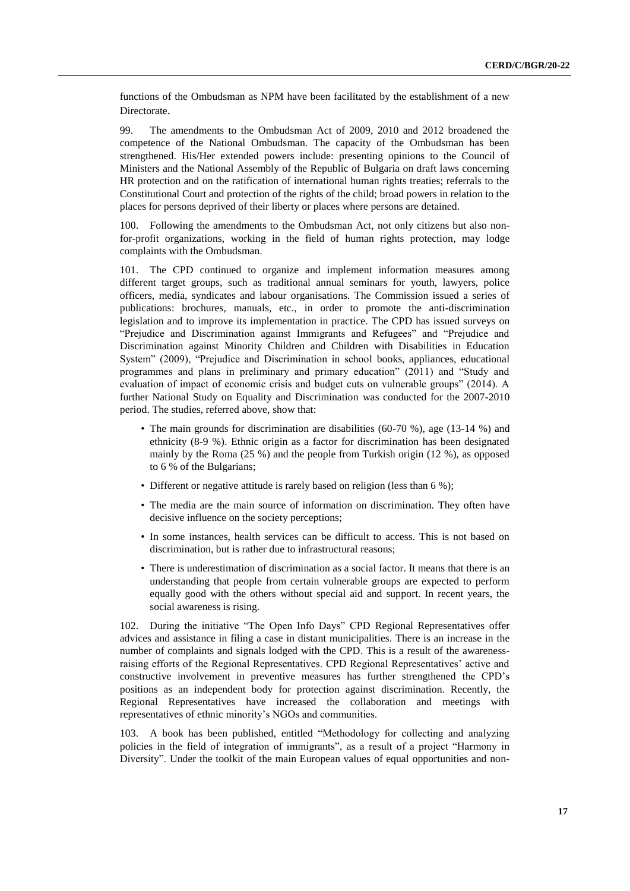functions of the Ombudsman as NPM have been facilitated by the establishment of a new Directorate.

99. The amendments to the Ombudsman Act of 2009, 2010 and 2012 broadened the competence of the National Ombudsman. The capacity of the Ombudsman has been strengthened. His/Her extended powers include: presenting opinions to the Council of Ministers and the National Assembly of the Republic of Bulgaria on draft laws concerning HR protection and on the ratification of international human rights treaties; referrals to the Constitutional Court and protection of the rights of the child; broad powers in relation to the places for persons deprived of their liberty or places where persons are detained.

100. Following the amendments to the Ombudsman Act, not only citizens but also non-for-profit organizations, working in the field of human rights protection, may lodge complaints with the Ombudsman.

101. The CPD continued to organize and implement information measures among different target groups, such as traditional annual seminars for youth, lawyers, police officers, media, syndicates and labour organisations. The Commission issued a series of publications: brochures, manuals, etc., in order to promote the anti-discrimination legislation and to improve its implementation in practice. The CPD has issued surveys on "Prejudice and Discrimination against Immigrants and Refugees" and "Prejudice and Discrimination against Minority Children and Children with Disabilities in Education System" (2009), "Prejudice and Discrimination in school books, appliances, educational programmes and plans in preliminary and primary education" (2011) and "Study and evaluation of impact of economic crisis and budget cuts on vulnerable groups" (2014). A further National Study on Equality and Discrimination was conducted for the 2007-2010 period. The studies, referred above, show that:

- The main grounds for discrimination are disabilities (60-70 %), age (13-14 %) and ethnicity (8-9 %). Ethnic origin as a factor for discrimination has been designated mainly by the Roma (25 %) and the people from Turkish origin (12 %), as opposed to 6 % of the Bulgarians;
- Different or negative attitude is rarely based on religion (less than 6 %);
- The media are the main source of information on discrimination. They often have decisive influence on the society perceptions;
- In some instances, health services can be difficult to access. This is not based on discrimination, but is rather due to infrastructural reasons;
- There is underestimation of discrimination as a social factor. It means that there is an understanding that people from certain vulnerable groups are expected to perform equally good with the others without special aid and support. In recent years, the social awareness is rising.

102. During the initiative "The Open Info Days" CPD Regional Representatives offer advices and assistance in filing a case in distant municipalities. There is an increase in the number of complaints and signals lodged with the CPD. This is a result of the awareness-raising efforts of the Regional Representatives. CPD Regional Representatives' active and constructive involvement in preventive measures has further strengthened the CPD's positions as an independent body for protection against discrimination. Recently, the Regional Representatives have increased the collaboration and meetings with representatives of ethnic minority's NGOs and communities.

103. A book has been published, entitled "Methodology for collecting and analyzing policies in the field of integration of immigrants", as a result of a project "Harmony in Diversity". Under the toolkit of the main European values of equal opportunities and non-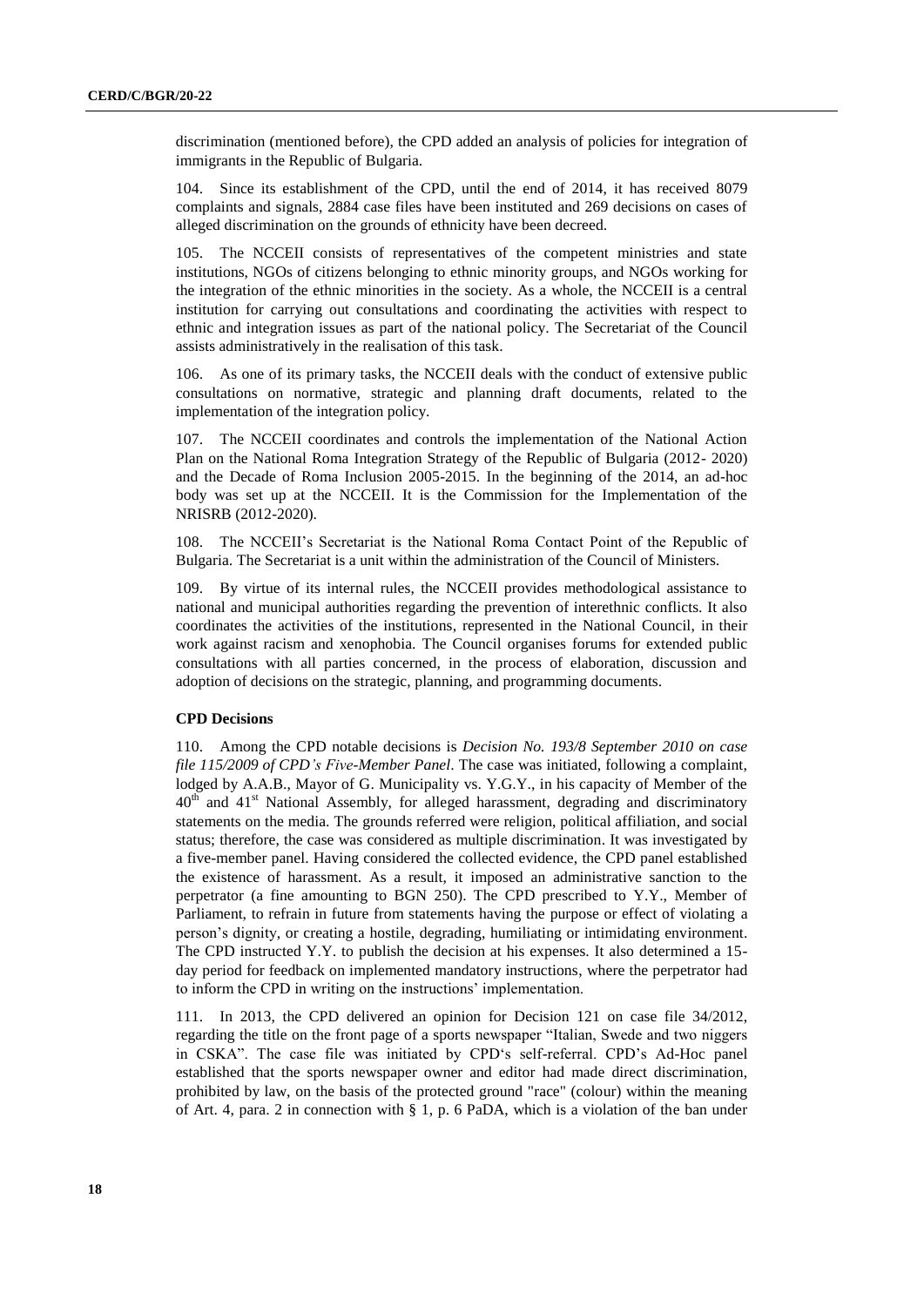discrimination (mentioned before), the CPD added an analysis of policies for integration of immigrants in the Republic of Bulgaria.

104. Since its establishment of the CPD, until the end of 2014, it has received 8079 complaints and signals, 2884 case files have been instituted and 269 decisions on cases of alleged discrimination on the grounds of ethnicity have been decreed.

105. The NCCEII consists of representatives of the competent ministries and state institutions, NGOs of citizens belonging to ethnic minority groups, and NGOs working for the integration of the ethnic minorities in the society. As a whole, the NCCEII is a central institution for carrying out consultations and coordinating the activities with respect to ethnic and integration issues as part of the national policy. The Secretariat of the Council assists administratively in the realisation of this task.

106. As one of its primary tasks, the NCCEII deals with the conduct of extensive public consultations on normative, strategic and planning draft documents, related to the implementation of the integration policy.

107. The NCCEII coordinates and controls the implementation of the National Action Plan on the National Roma Integration Strategy of the Republic of Bulgaria (2012- 2020) and the Decade of Roma Inclusion 2005-2015. In the beginning of the 2014, an ad-hoc body was set up at the NCCEII. It is the Commission for the Implementation of the NRISRB (2012-2020).

108. The NCCEII's Secretariat is the National Roma Contact Point of the Republic of Bulgaria. The Secretariat is a unit within the administration of the Council of Ministers.

109. By virtue of its internal rules, the NCCEII provides methodological assistance to national and municipal authorities regarding the prevention of interethnic conflicts. It also coordinates the activities of the institutions, represented in the National Council, in their work against racism and xenophobia. The Council organises forums for extended public consultations with all parties concerned, in the process of elaboration, discussion and adoption of decisions on the strategic, planning, and programming documents.

**CPD Decisions**

110. Among the CPD notable decisions is *Decision No. 193/8 September 2010 on case file 115/2009 of CPD's Five-Member Panel*. The case was initiated, following a complaint, lodged by A.A.B., Mayor of G. Municipality vs. Y.G.Y., in his capacity of Member of the 40th and 41st National Assembly, for alleged harassment, degrading and discriminatory statements on the media. The grounds referred were religion, political affiliation, and social status; therefore, the case was considered as multiple discrimination. It was investigated by a five-member panel. Having considered the collected evidence, the CPD panel established the existence of harassment. As a result, it imposed an administrative sanction to the perpetrator (a fine amounting to BGN 250). The CPD prescribed to Y.Y., Member of Parliament, to refrain in future from statements having the purpose or effect of violating a person's dignity, or creating a hostile, degrading, humiliating or intimidating environment. The CPD instructed Y.Y. to publish the decision at his expenses. It also determined a 15-day period for feedback on implemented mandatory instructions, where the perpetrator had to inform the CPD in writing on the instructions' implementation.

111. In 2013, the CPD delivered an opinion for Decision 121 on case file 34/2012, regarding the title on the front page of a sports newspaper "Italian, Swede and two niggers in CSKA". The case file was initiated by CPD's self-referral. CPD's Ad-Hoc panel established that the sports newspaper owner and editor had made direct discrimination, prohibited by law, on the basis of the protected ground "race" (colour) within the meaning of Art. 4, para. 2 in connection with § 1, p. 6 PaDA, which is a violation of the ban under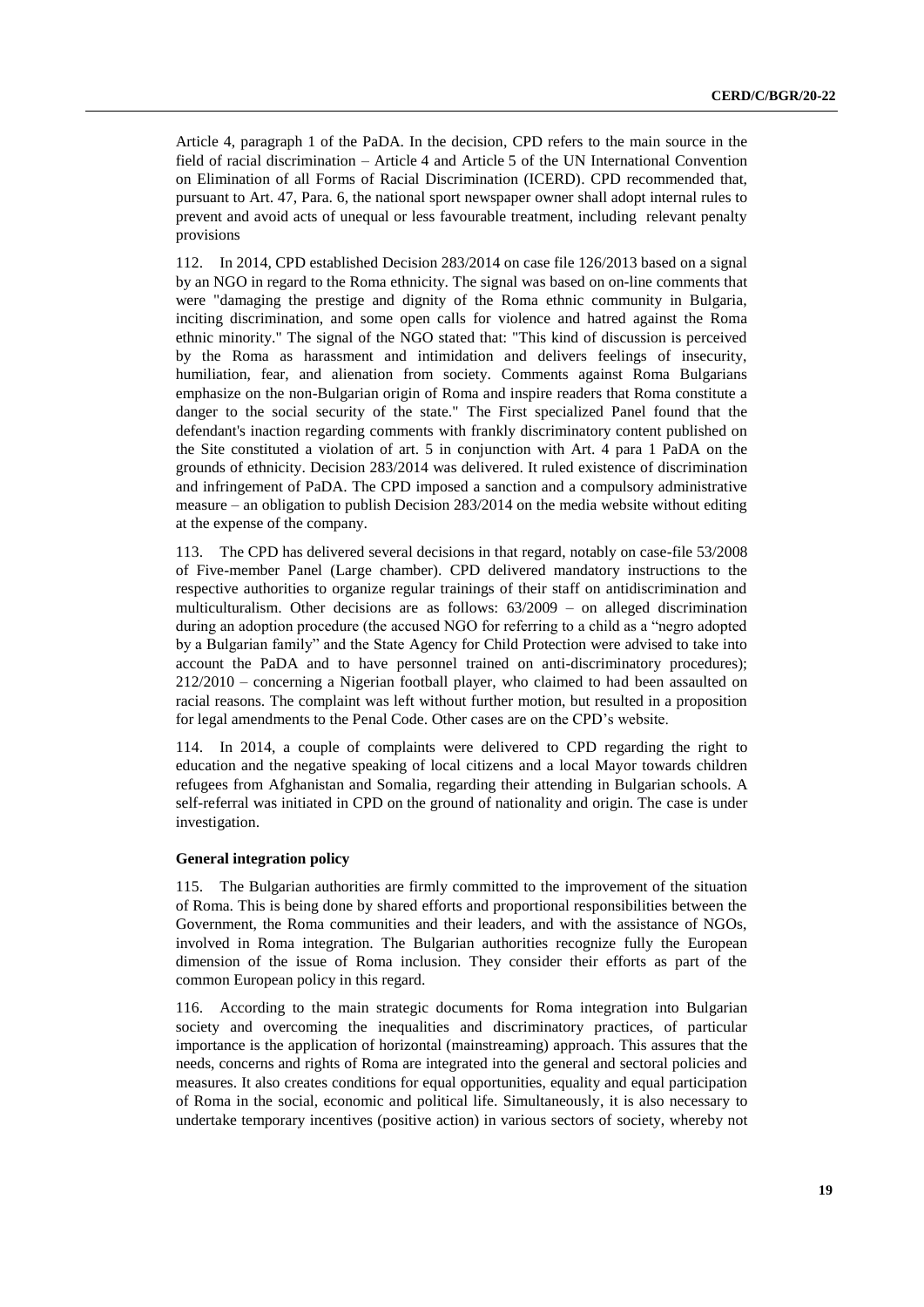Article 4, paragraph 1 of the PaDA. In the decision, CPD refers to the main source in the field of racial discrimination – Article 4 and Article 5 of the UN International Convention on Elimination of all Forms of Racial Discrimination (ICERD). CPD recommended that, pursuant to Art. 47, Para. 6, the national sport newspaper owner shall adopt internal rules to prevent and avoid acts of unequal or less favourable treatment, including relevant penalty provisions

112. In 2014, CPD established Decision 283/2014 on case file 126/2013 based on a signal by an NGO in regard to the Roma ethnicity. The signal was based on on-line comments that were "damaging the prestige and dignity of the Roma ethnic community in Bulgaria, inciting discrimination, and some open calls for violence and hatred against the Roma ethnic minority." The signal of the NGO stated that: "This kind of discussion is perceived by the Roma as harassment and intimidation and delivers feelings of insecurity, humiliation, fear, and alienation from society. Comments against Roma Bulgarians emphasize on the non-Bulgarian origin of Roma and inspire readers that Roma constitute a danger to the social security of the state." The First specialized Panel found that the defendant's inaction regarding comments with frankly discriminatory content published on the Site constituted a violation of art. 5 in conjunction with Art. 4 para 1 PaDA on the grounds of ethnicity. Decision 283/2014 was delivered. It ruled existence of discrimination and infringement of PaDA. The CPD imposed a sanction and a compulsory administrative measure – an obligation to publish Decision 283/2014 on the media website without editing at the expense of the company.

113. The CPD has delivered several decisions in that regard, notably on case-file 53/2008 of Five-member Panel (Large chamber). CPD delivered mandatory instructions to the respective authorities to organize regular trainings of their staff on antidiscrimination and multiculturalism. Other decisions are as follows: 63/2009 – on alleged discrimination during an adoption procedure (the accused NGO for referring to a child as a "negro adopted by a Bulgarian family" and the State Agency for Child Protection were advised to take into account the PaDA and to have personnel trained on anti-discriminatory procedures); 212/2010 – concerning a Nigerian football player, who claimed to had been assaulted on racial reasons. The complaint was left without further motion, but resulted in a proposition for legal amendments to the Penal Code. Other cases are on the CPD's website.

114. In 2014, a couple of complaints were delivered to CPD regarding the right to education and the negative speaking of local citizens and a local Mayor towards children refugees from Afghanistan and Somalia, regarding their attending in Bulgarian schools. A self-referral was initiated in CPD on the ground of nationality and origin. The case is under investigation.

### General integration policy

115. The Bulgarian authorities are firmly committed to the improvement of the situation of Roma. This is being done by shared efforts and proportional responsibilities between the Government, the Roma communities and their leaders, and with the assistance of NGOs, involved in Roma integration. The Bulgarian authorities recognize fully the European dimension of the issue of Roma inclusion. They consider their efforts as part of the common European policy in this regard.

116. According to the main strategic documents for Roma integration into Bulgarian society and overcoming the inequalities and discriminatory practices, of particular importance is the application of horizontal (mainstreaming) approach. This assures that the needs, concerns and rights of Roma are integrated into the general and sectoral policies and measures. It also creates conditions for equal opportunities, equality and equal participation of Roma in the social, economic and political life. Simultaneously, it is also necessary to undertake temporary incentives (positive action) in various sectors of society, whereby not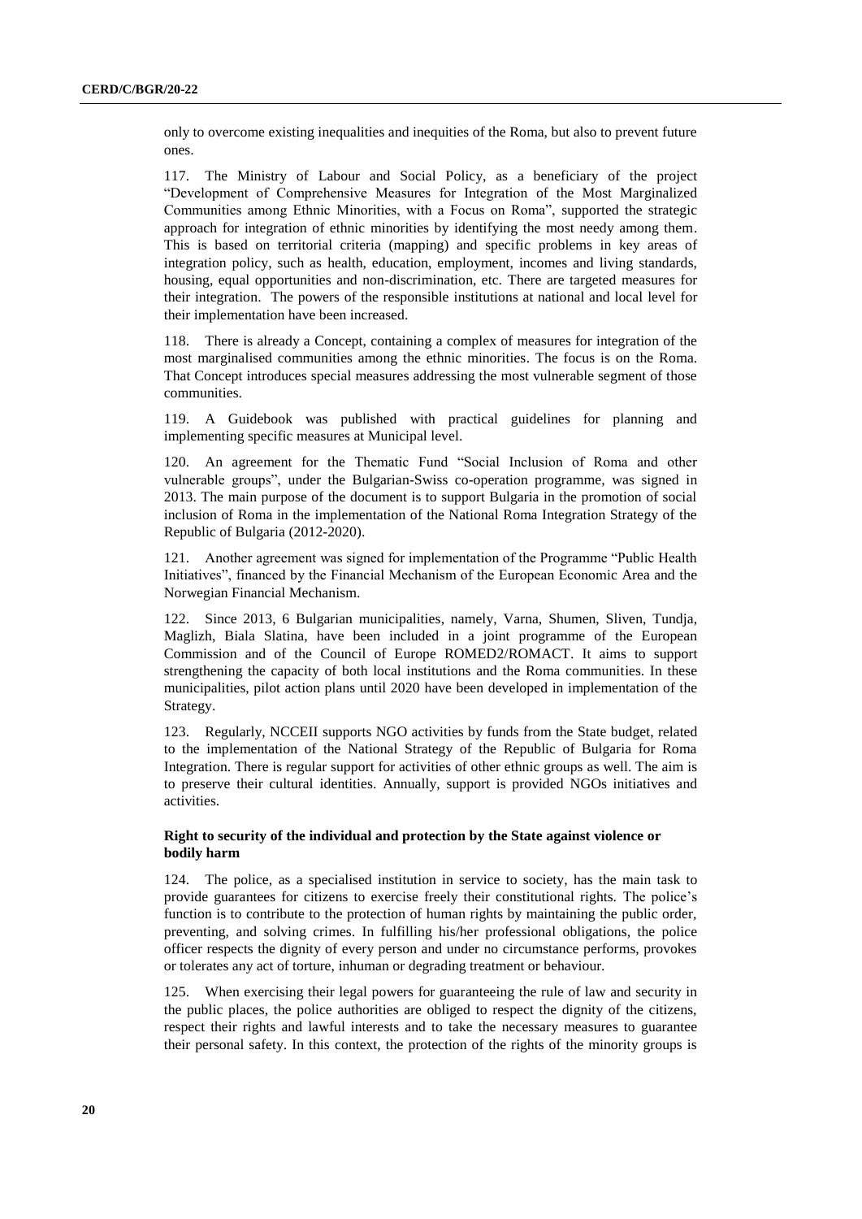only to overcome existing inequalities and inequities of the Roma, but also to prevent future ones.

117. The Ministry of Labour and Social Policy, as a beneficiary of the project "Development of Comprehensive Measures for Integration of the Most Marginalized Communities among Ethnic Minorities, with a Focus on Roma", supported the strategic approach for integration of ethnic minorities by identifying the most needy among them. This is based on territorial criteria (mapping) and specific problems in key areas of integration policy, such as health, education, employment, incomes and living standards, housing, equal opportunities and non-discrimination, etc. There are targeted measures for their integration. The powers of the responsible institutions at national and local level for their implementation have been increased.

118. There is already a Concept, containing a complex of measures for integration of the most marginalised communities among the ethnic minorities. The focus is on the Roma. That Concept introduces special measures addressing the most vulnerable segment of those communities.

119. A Guidebook was published with practical guidelines for planning and implementing specific measures at Municipal level.

120. An agreement for the Thematic Fund "Social Inclusion of Roma and other vulnerable groups", under the Bulgarian-Swiss co-operation programme, was signed in 2013. The main purpose of the document is to support Bulgaria in the promotion of social inclusion of Roma in the implementation of the National Roma Integration Strategy of the Republic of Bulgaria (2012-2020).

121. Another agreement was signed for implementation of the Programme "Public Health Initiatives", financed by the Financial Mechanism of the European Economic Area and the Norwegian Financial Mechanism.

122. Since 2013, 6 Bulgarian municipalities, namely, Varna, Shumen, Sliven, Tundja, Maglizh, Biala Slatina, have been included in a joint programme of the European Commission and of the Council of Europe ROMED2/ROMACT. It aims to support strengthening the capacity of both local institutions and the Roma communities. In these municipalities, pilot action plans until 2020 have been developed in implementation of the Strategy.

123. Regularly, NCCEII supports NGO activities by funds from the State budget, related to the implementation of the National Strategy of the Republic of Bulgaria for Roma Integration. There is regular support for activities of other ethnic groups as well. The aim is to preserve their cultural identities. Annually, support is provided NGOs initiatives and activities.

### Right to security of the individual and protection by the State against violence or bodily harm

124. The police, as a specialised institution in service to society, has the main task to provide guarantees for citizens to exercise freely their constitutional rights. The police's function is to contribute to the protection of human rights by maintaining the public order, preventing, and solving crimes. In fulfilling his/her professional obligations, the police officer respects the dignity of every person and under no circumstance performs, provokes or tolerates any act of torture, inhuman or degrading treatment or behaviour.

125. When exercising their legal powers for guaranteeing the rule of law and security in the public places, the police authorities are obliged to respect the dignity of the citizens, respect their rights and lawful interests and to take the necessary measures to guarantee their personal safety. In this context, the protection of the rights of the minority groups is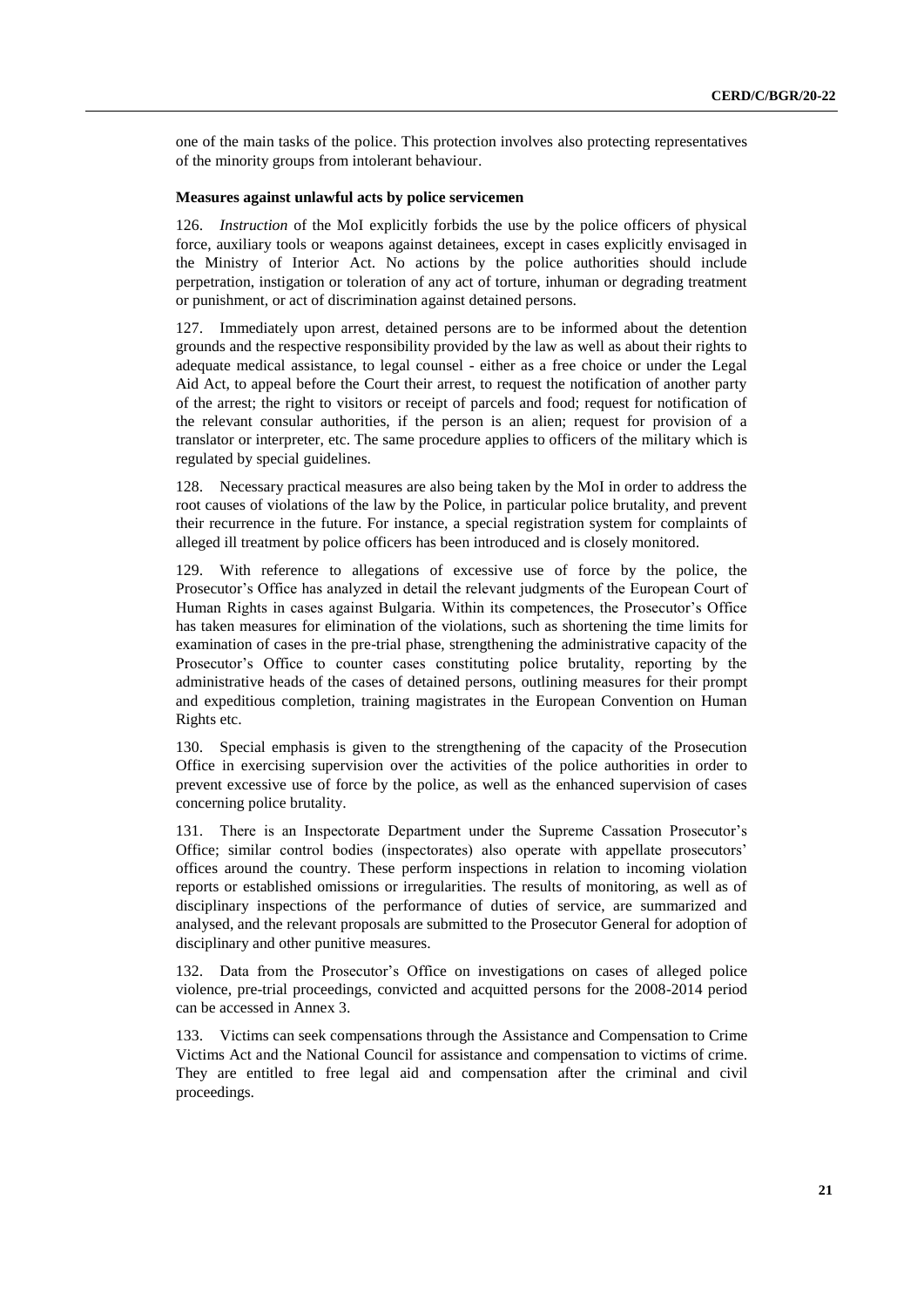one of the main tasks of the police. This protection involves also protecting representatives of the minority groups from intolerant behaviour.

**Measures against unlawful acts by police servicemen**

126. *Instruction* of the MoI explicitly forbids the use by the police officers of physical force, auxiliary tools or weapons against detainees, except in cases explicitly envisaged in the Ministry of Interior Act. No actions by the police authorities should include perpetration, instigation or toleration of any act of torture, inhuman or degrading treatment or punishment, or act of discrimination against detained persons.

127. Immediately upon arrest, detained persons are to be informed about the detention grounds and the respective responsibility provided by the law as well as about their rights to adequate medical assistance, to legal counsel - either as a free choice or under the Legal Aid Act, to appeal before the Court their arrest, to request the notification of another party of the arrest; the right to visitors or receipt of parcels and food; request for notification of the relevant consular authorities, if the person is an alien; request for provision of a translator or interpreter, etc. The same procedure applies to officers of the military which is regulated by special guidelines.

128. Necessary practical measures are also being taken by the MoI in order to address the root causes of violations of the law by the Police, in particular police brutality, and prevent their recurrence in the future. For instance, a special registration system for complaints of alleged ill treatment by police officers has been introduced and is closely monitored.

129. With reference to allegations of excessive use of force by the police, the Prosecutor's Office has analyzed in detail the relevant judgments of the European Court of Human Rights in cases against Bulgaria. Within its competences, the Prosecutor's Office has taken measures for elimination of the violations, such as shortening the time limits for examination of cases in the pre-trial phase, strengthening the administrative capacity of the Prosecutor's Office to counter cases constituting police brutality, reporting by the administrative heads of the cases of detained persons, outlining measures for their prompt and expeditious completion, training magistrates in the European Convention on Human Rights etc.

130. Special emphasis is given to the strengthening of the capacity of the Prosecution Office in exercising supervision over the activities of the police authorities in order to prevent excessive use of force by the police, as well as the enhanced supervision of cases concerning police brutality.

131. There is an Inspectorate Department under the Supreme Cassation Prosecutor's Office; similar control bodies (inspectorates) also operate with appellate prosecutors' offices around the country. These perform inspections in relation to incoming violation reports or established omissions or irregularities. The results of monitoring, as well as of disciplinary inspections of the performance of duties of service, are summarized and analysed, and the relevant proposals are submitted to the Prosecutor General for adoption of disciplinary and other punitive measures.

132. Data from the Prosecutor's Office on investigations on cases of alleged police violence, pre-trial proceedings, convicted and acquitted persons for the 2008-2014 period can be accessed in Annex 3.

133. Victims can seek compensations through the Assistance and Compensation to Crime Victims Act and the National Council for assistance and compensation to victims of crime. They are entitled to free legal aid and compensation after the criminal and civil proceedings.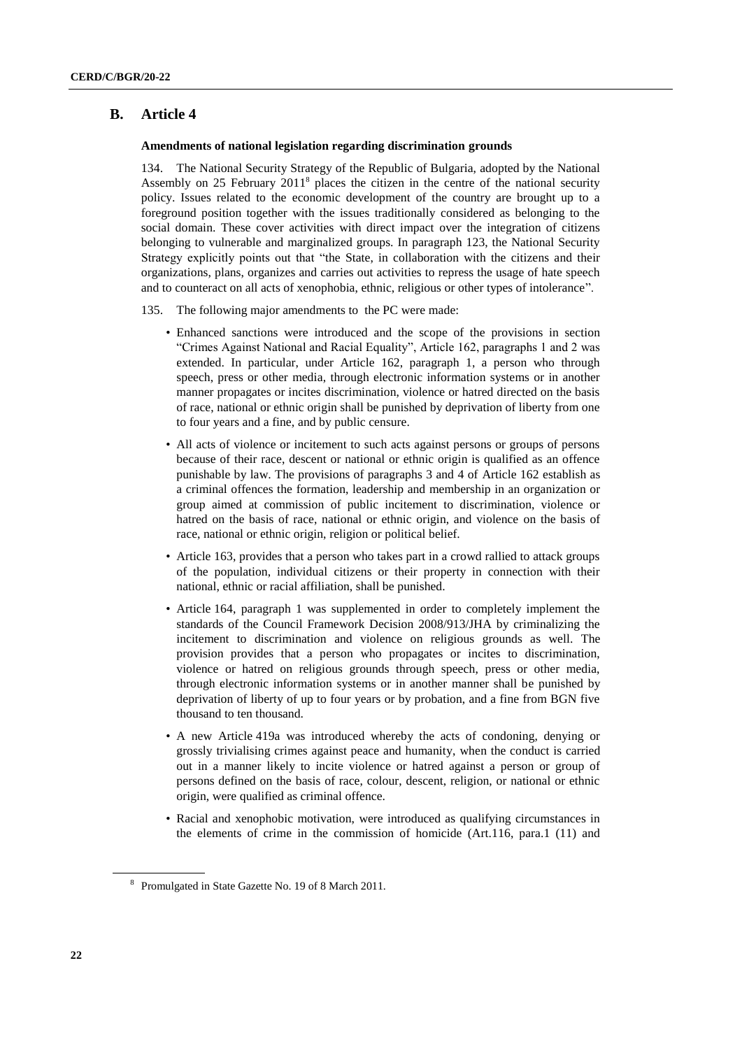## B. Article 4

### Amendments of national legislation regarding discrimination grounds

134. The National Security Strategy of the Republic of Bulgaria, adopted by the National Assembly on 25 February 2011[8] places the citizen in the centre of the national security policy. Issues related to the economic development of the country are brought up to a foreground position together with the issues traditionally considered as belonging to the social domain. These cover activities with direct impact over the integration of citizens belonging to vulnerable and marginalized groups. In paragraph 123, the National Security Strategy explicitly points out that "the State, in collaboration with the citizens and their organizations, plans, organizes and carries out activities to repress the usage of hate speech and to counteract on all acts of xenophobia, ethnic, religious or other types of intolerance".

135. The following major amendments to the PC were made:

- Enhanced sanctions were introduced and the scope of the provisions in section "Crimes Against National and Racial Equality", Article 162, paragraphs 1 and 2 was extended. In particular, under Article 162, paragraph 1, a person who through speech, press or other media, through electronic information systems or in another manner propagates or incites discrimination, violence or hatred directed on the basis of race, national or ethnic origin shall be punished by deprivation of liberty from one to four years and a fine, and by public censure.
- All acts of violence or incitement to such acts against persons or groups of persons because of their race, descent or national or ethnic origin is qualified as an offence punishable by law. The provisions of paragraphs 3 and 4 of Article 162 establish as a criminal offences the formation, leadership and membership in an organization or group aimed at commission of public incitement to discrimination, violence or hatred on the basis of race, national or ethnic origin, and violence on the basis of race, national or ethnic origin, religion or political belief.
- Article 163, provides that a person who takes part in a crowd rallied to attack groups of the population, individual citizens or their property in connection with their national, ethnic or racial affiliation, shall be punished.
- Article 164, paragraph 1 was supplemented in order to completely implement the standards of the Council Framework Decision 2008/913/JHA by criminalizing the incitement to discrimination and violence on religious grounds as well. The provision provides that a person who propagates or incites to discrimination, violence or hatred on religious grounds through speech, press or other media, through electronic information systems or in another manner shall be punished by deprivation of liberty of up to four years or by probation, and a fine from BGN five thousand to ten thousand.
- A new Article 419a was introduced whereby the acts of condoning, denying or grossly trivialising crimes against peace and humanity, when the conduct is carried out in a manner likely to incite violence or hatred against a person or group of persons defined on the basis of race, colour, descent, religion, or national or ethnic origin, were qualified as criminal offence.
- Racial and xenophobic motivation, were introduced as qualifying circumstances in the elements of crime in the commission of homicide (Art.116, para.1 (11) and

[8] Promulgated in State Gazette No. 19 of 8 March 2011.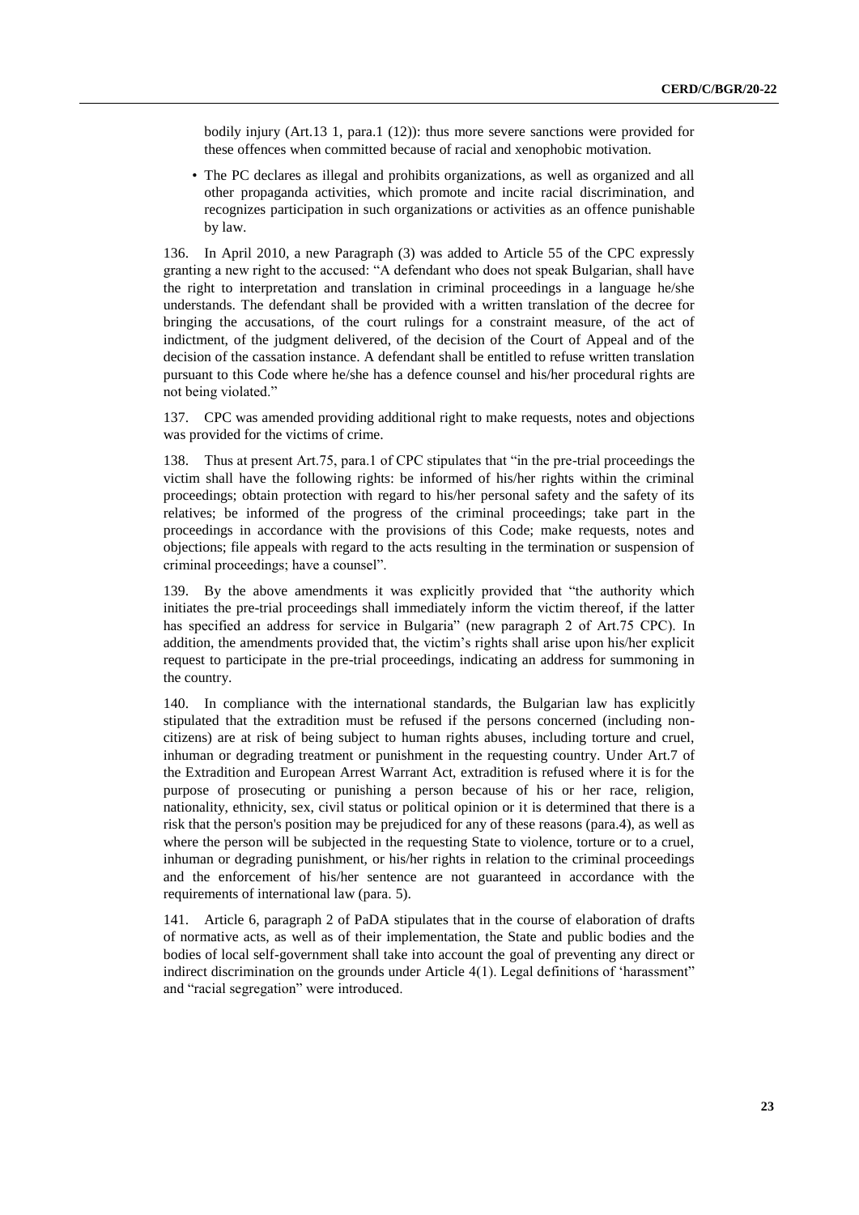bodily injury (Art.13 1, para.1 (12)): thus more severe sanctions were provided for these offences when committed because of racial and xenophobic motivation.

- The PC declares as illegal and prohibits organizations, as well as organized and all other propaganda activities, which promote and incite racial discrimination, and recognizes participation in such organizations or activities as an offence punishable by law.

136. In April 2010, a new Paragraph (3) was added to Article 55 of the CPC expressly granting a new right to the accused: "A defendant who does not speak Bulgarian, shall have the right to interpretation and translation in criminal proceedings in a language he/she understands. The defendant shall be provided with a written translation of the decree for bringing the accusations, of the court rulings for a constraint measure, of the act of indictment, of the judgment delivered, of the decision of the Court of Appeal and of the decision of the cassation instance. A defendant shall be entitled to refuse written translation pursuant to this Code where he/she has a defence counsel and his/her procedural rights are not being violated."

137. CPC was amended providing additional right to make requests, notes and objections was provided for the victims of crime.

138. Thus at present Art.75, para.1 of CPC stipulates that "in the pre-trial proceedings the victim shall have the following rights: be informed of his/her rights within the criminal proceedings; obtain protection with regard to his/her personal safety and the safety of its relatives; be informed of the progress of the criminal proceedings; take part in the proceedings in accordance with the provisions of this Code; make requests, notes and objections; file appeals with regard to the acts resulting in the termination or suspension of criminal proceedings; have a counsel".

139. By the above amendments it was explicitly provided that "the authority which initiates the pre-trial proceedings shall immediately inform the victim thereof, if the latter has specified an address for service in Bulgaria" (new paragraph 2 of Art.75 CPC). In addition, the amendments provided that, the victim's rights shall arise upon his/her explicit request to participate in the pre-trial proceedings, indicating an address for summoning in the country.

140. In compliance with the international standards, the Bulgarian law has explicitly stipulated that the extradition must be refused if the persons concerned (including non-citizens) are at risk of being subject to human rights abuses, including torture and cruel, inhuman or degrading treatment or punishment in the requesting country. Under Art.7 of the Extradition and European Arrest Warrant Act, extradition is refused where it is for the purpose of prosecuting or punishing a person because of his or her race, religion, nationality, ethnicity, sex, civil status or political opinion or it is determined that there is a risk that the person's position may be prejudiced for any of these reasons (para.4), as well as where the person will be subjected in the requesting State to violence, torture or to a cruel, inhuman or degrading punishment, or his/her rights in relation to the criminal proceedings and the enforcement of his/her sentence are not guaranteed in accordance with the requirements of international law (para. 5).

141. Article 6, paragraph 2 of PaDA stipulates that in the course of elaboration of drafts of normative acts, as well as of their implementation, the State and public bodies and the bodies of local self-government shall take into account the goal of preventing any direct or indirect discrimination on the grounds under Article 4(1). Legal definitions of 'harassment" and "racial segregation" were introduced.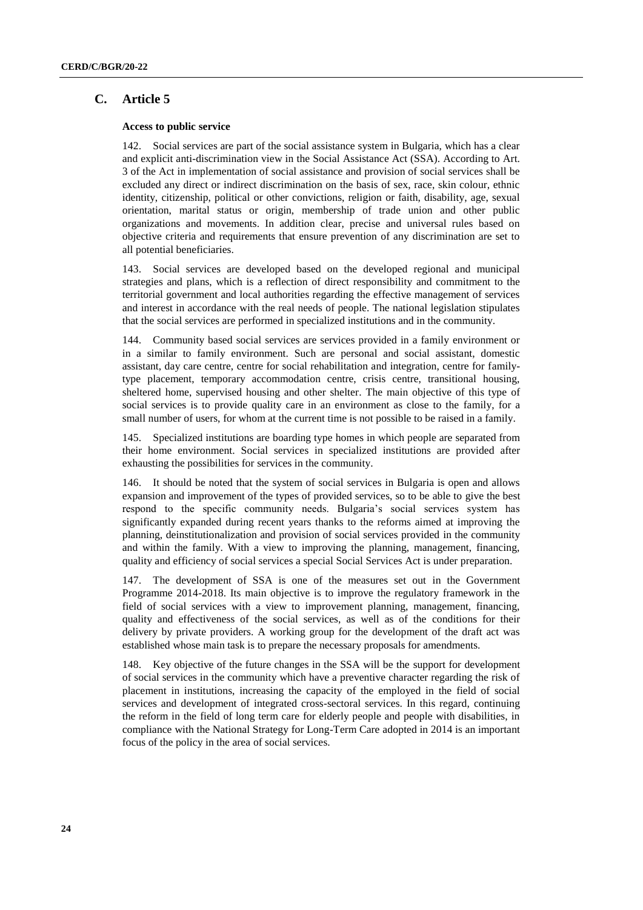## C. Article 5

### Access to public service

142. Social services are part of the social assistance system in Bulgaria, which has a clear and explicit anti-discrimination view in the Social Assistance Act (SSA). According to Art. 3 of the Act in implementation of social assistance and provision of social services shall be excluded any direct or indirect discrimination on the basis of sex, race, skin colour, ethnic identity, citizenship, political or other convictions, religion or faith, disability, age, sexual orientation, marital status or origin, membership of trade union and other public organizations and movements. In addition clear, precise and universal rules based on objective criteria and requirements that ensure prevention of any discrimination are set to all potential beneficiaries.

143. Social services are developed based on the developed regional and municipal strategies and plans, which is a reflection of direct responsibility and commitment to the territorial government and local authorities regarding the effective management of services and interest in accordance with the real needs of people. The national legislation stipulates that the social services are performed in specialized institutions and in the community.

144. Community based social services are services provided in a family environment or in a similar to family environment. Such are personal and social assistant, domestic assistant, day care centre, centre for social rehabilitation and integration, centre for family-type placement, temporary accommodation centre, crisis centre, transitional housing, sheltered home, supervised housing and other shelter. The main objective of this type of social services is to provide quality care in an environment as close to the family, for a small number of users, for whom at the current time is not possible to be raised in a family.

145. Specialized institutions are boarding type homes in which people are separated from their home environment. Social services in specialized institutions are provided after exhausting the possibilities for services in the community.

146. It should be noted that the system of social services in Bulgaria is open and allows expansion and improvement of the types of provided services, so to be able to give the best respond to the specific community needs. Bulgaria's social services system has significantly expanded during recent years thanks to the reforms aimed at improving the planning, deinstitutionalization and provision of social services provided in the community and within the family. With a view to improving the planning, management, financing, quality and efficiency of social services a special Social Services Act is under preparation.

147. The development of SSA is one of the measures set out in the Government Programme 2014-2018. Its main objective is to improve the regulatory framework in the field of social services with a view to improvement planning, management, financing, quality and effectiveness of the social services, as well as of the conditions for their delivery by private providers. A working group for the development of the draft act was established whose main task is to prepare the necessary proposals for amendments.

148. Key objective of the future changes in the SSA will be the support for development of social services in the community which have a preventive character regarding the risk of placement in institutions, increasing the capacity of the employed in the field of social services and development of integrated cross-sectoral services. In this regard, continuing the reform in the field of long term care for elderly people and people with disabilities, in compliance with the National Strategy for Long-Term Care adopted in 2014 is an important focus of the policy in the area of social services.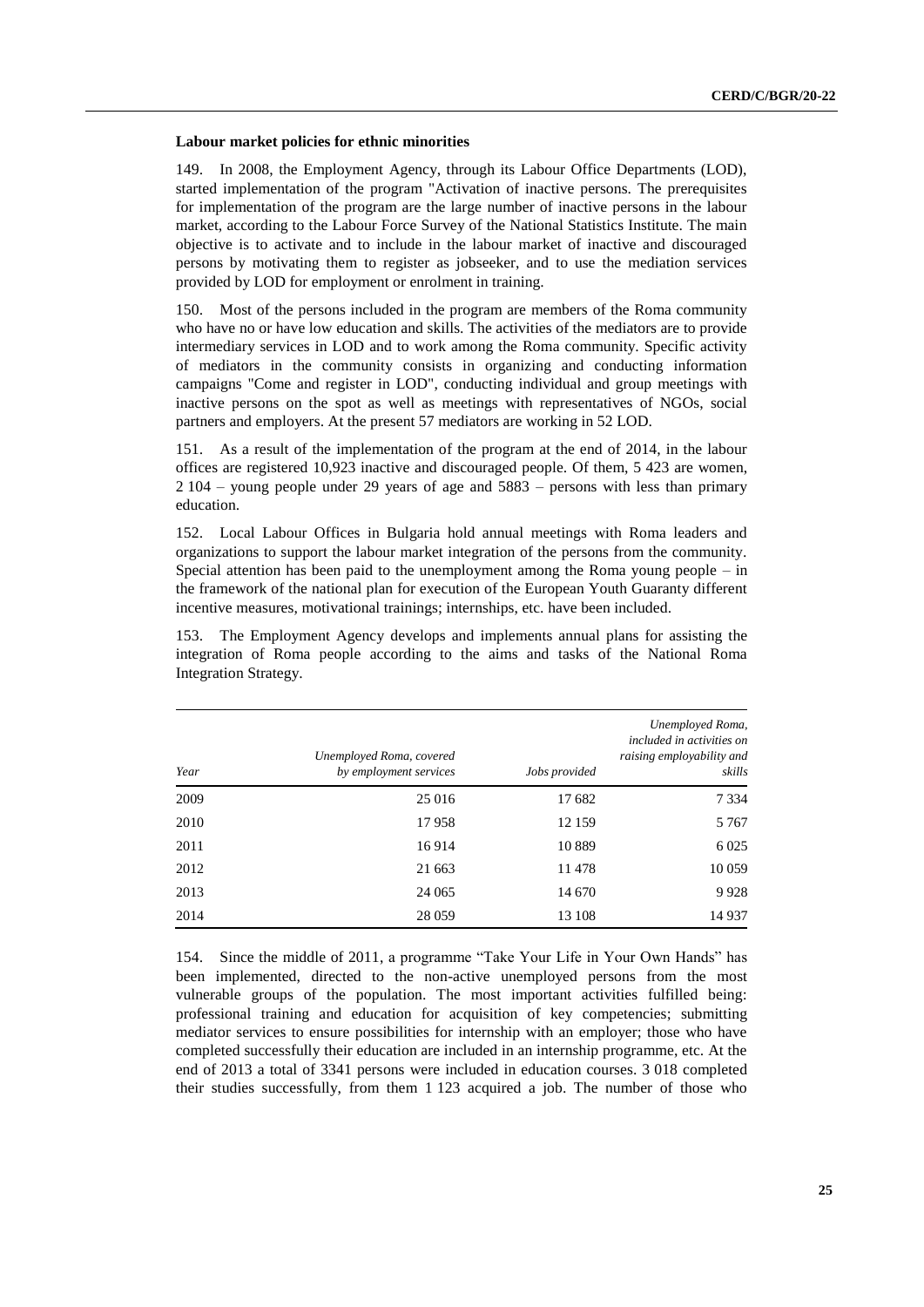### Labour market policies for ethnic minorities

149. In 2008, the Employment Agency, through its Labour Office Departments (LOD), started implementation of the program "Activation of inactive persons. The prerequisites for implementation of the program are the large number of inactive persons in the labour market, according to the Labour Force Survey of the National Statistics Institute. The main objective is to activate and to include in the labour market of inactive and discouraged persons by motivating them to register as jobseeker, and to use the mediation services provided by LOD for employment or enrolment in training.

150. Most of the persons included in the program are members of the Roma community who have no or have low education and skills. The activities of the mediators are to provide intermediary services in LOD and to work among the Roma community. Specific activity of mediators in the community consists in organizing and conducting information campaigns "Come and register in LOD", conducting individual and group meetings with inactive persons on the spot as well as meetings with representatives of NGOs, social partners and employers. At the present 57 mediators are working in 52 LOD.

151. As a result of the implementation of the program at the end of 2014, in the labour offices are registered 10,923 inactive and discouraged people. Of them, 5 423 are women, 2 104 – young people under 29 years of age and 5883 – persons with less than primary education.

152. Local Labour Offices in Bulgaria hold annual meetings with Roma leaders and organizations to support the labour market integration of the persons from the community. Special attention has been paid to the unemployment among the Roma young people – in the framework of the national plan for execution of the European Youth Guaranty different incentive measures, motivational trainings; internships, etc. have been included.

153. The Employment Agency develops and implements annual plans for assisting the integration of Roma people according to the aims and tasks of the National Roma Integration Strategy.

| *Year* | *Unemployed Roma, covered by employment services* | *Jobs provided* | *Unemployed Roma, included in activities on raising employability and skills* |
|---|---|---|---|
| 2009 | 25 016 | 17 682 | 7 334 |
| 2010 | 17 958 | 12 159 | 5 767 |
| 2011 | 16 914 | 10 889 | 6 025 |
| 2012 | 21 663 | 11 478 | 10 059 |
| 2013 | 24 065 | 14 670 | 9 928 |
| 2014 | 28 059 | 13 108 | 14 937 |

154. Since the middle of 2011, a programme "Take Your Life in Your Own Hands" has been implemented, directed to the non-active unemployed persons from the most vulnerable groups of the population. The most important activities fulfilled being: professional training and education for acquisition of key competencies; submitting mediator services to ensure possibilities for internship with an employer; those who have completed successfully their education are included in an internship programme, etc. At the end of 2013 a total of 3341 persons were included in education courses. 3 018 completed their studies successfully, from them 1 123 acquired a job. The number of those who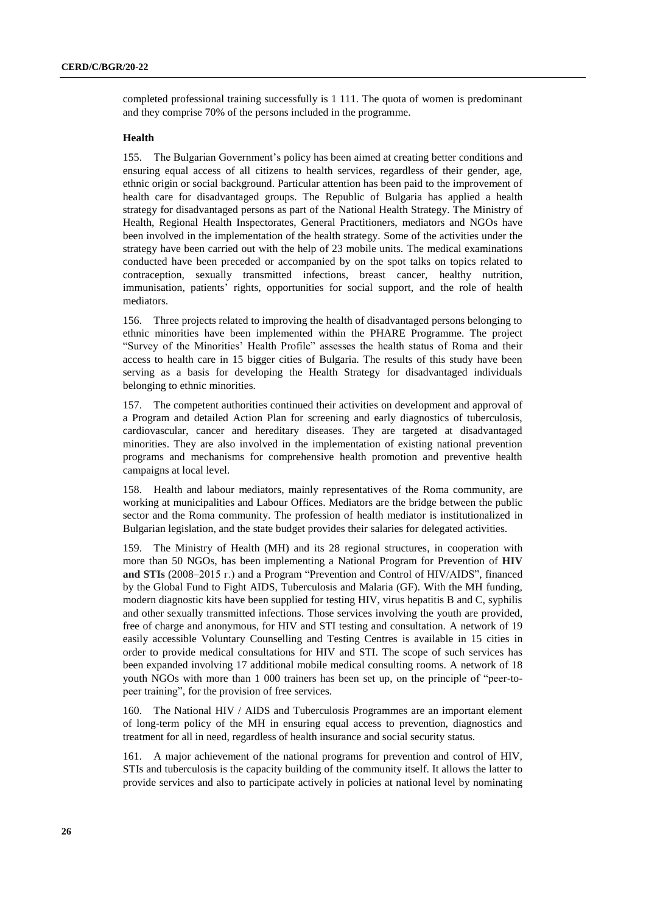completed professional training successfully is 1 111. The quota of women is predominant and they comprise 70% of the persons included in the programme.

**Health**

155. The Bulgarian Government's policy has been aimed at creating better conditions and ensuring equal access of all citizens to health services, regardless of their gender, age, ethnic origin or social background. Particular attention has been paid to the improvement of health care for disadvantaged groups. The Republic of Bulgaria has applied a health strategy for disadvantaged persons as part of the National Health Strategy. The Ministry of Health, Regional Health Inspectorates, General Practitioners, mediators and NGOs have been involved in the implementation of the health strategy. Some of the activities under the strategy have been carried out with the help of 23 mobile units. The medical examinations conducted have been preceded or accompanied by on the spot talks on topics related to contraception, sexually transmitted infections, breast cancer, healthy nutrition, immunisation, patients' rights, opportunities for social support, and the role of health mediators.

156. Three projects related to improving the health of disadvantaged persons belonging to ethnic minorities have been implemented within the PHARE Programme. The project "Survey of the Minorities' Health Profile" assesses the health status of Roma and their access to health care in 15 bigger cities of Bulgaria. The results of this study have been serving as a basis for developing the Health Strategy for disadvantaged individuals belonging to ethnic minorities.

157. The competent authorities continued their activities on development and approval of a Program and detailed Action Plan for screening and early diagnostics of tuberculosis, cardiovascular, cancer and hereditary diseases. They are targeted at disadvantaged minorities. They are also involved in the implementation of existing national prevention programs and mechanisms for comprehensive health promotion and preventive health campaigns at local level.

158. Health and labour mediators, mainly representatives of the Roma community, are working at municipalities and Labour Offices. Mediators are the bridge between the public sector and the Roma community. The profession of health mediator is institutionalized in Bulgarian legislation, and the state budget provides their salaries for delegated activities.

159. The Ministry of Health (MH) and its 28 regional structures, in cooperation with more than 50 NGOs, has been implementing a National Program for Prevention of **HIV and STIs** (2008–2015 г.) and a Program "Prevention and Control of HIV/AIDS", financed by the Global Fund to Fight AIDS, Tuberculosis and Malaria (GF). With the MH funding, modern diagnostic kits have been supplied for testing HIV, virus hepatitis B and C, syphilis and other sexually transmitted infections. Those services involving the youth are provided, free of charge and anonymous, for HIV and STI testing and consultation. A network of 19 easily accessible Voluntary Counselling and Testing Centres is available in 15 cities in order to provide medical consultations for HIV and STI. The scope of such services has been expanded involving 17 additional mobile medical consulting rooms. A network of 18 youth NGOs with more than 1 000 trainers has been set up, on the principle of "peer-to-peer training", for the provision of free services.

160. The National HIV / AIDS and Tuberculosis Programmes are an important element of long-term policy of the MH in ensuring equal access to prevention, diagnostics and treatment for all in need, regardless of health insurance and social security status.

161. A major achievement of the national programs for prevention and control of HIV, STIs and tuberculosis is the capacity building of the community itself. It allows the latter to provide services and also to participate actively in policies at national level by nominating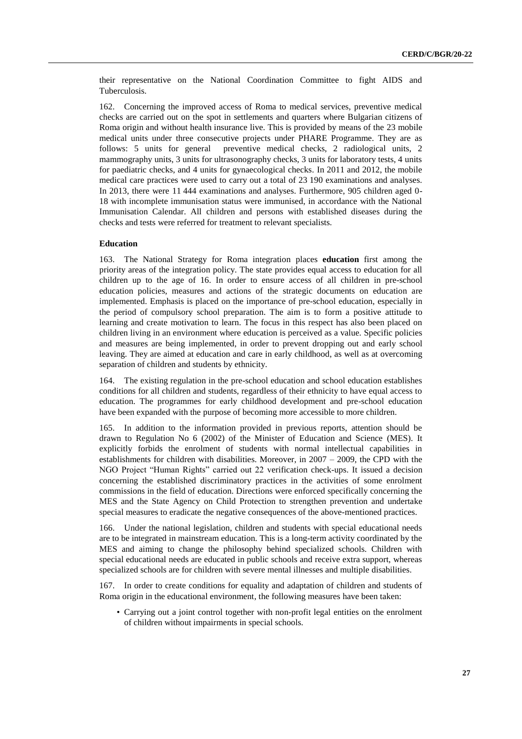their representative on the National Coordination Committee to fight AIDS and Tuberculosis.

162. Concerning the improved access of Roma to medical services, preventive medical checks are carried out on the spot in settlements and quarters where Bulgarian citizens of Roma origin and without health insurance live. This is provided by means of the 23 mobile medical units under three consecutive projects under PHARE Programme. They are as follows: 5 units for general preventive medical checks, 2 radiological units, 2 mammography units, 3 units for ultrasonography checks, 3 units for laboratory tests, 4 units for paediatric checks, and 4 units for gynaecological checks. In 2011 and 2012, the mobile medical care practices were used to carry out a total of 23 190 examinations and analyses. In 2013, there were 11 444 examinations and analyses. Furthermore, 905 children aged 0-18 with incomplete immunisation status were immunised, in accordance with the National Immunisation Calendar. All children and persons with established diseases during the checks and tests were referred for treatment to relevant specialists.

**Education**

163. The National Strategy for Roma integration places **education** first among the priority areas of the integration policy. The state provides equal access to education for all children up to the age of 16. In order to ensure access of all children in pre-school education policies, measures and actions of the strategic documents on education are implemented. Emphasis is placed on the importance of pre-school education, especially in the period of compulsory school preparation. The aim is to form a positive attitude to learning and create motivation to learn. The focus in this respect has also been placed on children living in an environment where education is perceived as a value. Specific policies and measures are being implemented, in order to prevent dropping out and early school leaving. They are aimed at education and care in early childhood, as well as at overcoming separation of children and students by ethnicity.

164. The existing regulation in the pre-school education and school education establishes conditions for all children and students, regardless of their ethnicity to have equal access to education. The programmes for early childhood development and pre-school education have been expanded with the purpose of becoming more accessible to more children.

165. In addition to the information provided in previous reports, attention should be drawn to Regulation No 6 (2002) of the Minister of Education and Science (MES). It explicitly forbids the enrolment of students with normal intellectual capabilities in establishments for children with disabilities. Moreover, in 2007 – 2009, the CPD with the NGO Project "Human Rights" carried out 22 verification check-ups. It issued a decision concerning the established discriminatory practices in the activities of some enrolment commissions in the field of education. Directions were enforced specifically concerning the MES and the State Agency on Child Protection to strengthen prevention and undertake special measures to eradicate the negative consequences of the above-mentioned practices.

166. Under the national legislation, children and students with special educational needs are to be integrated in mainstream education. This is a long-term activity coordinated by the MES and aiming to change the philosophy behind specialized schools. Children with special educational needs are educated in public schools and receive extra support, whereas specialized schools are for children with severe mental illnesses and multiple disabilities.

167. In order to create conditions for equality and adaptation of children and students of Roma origin in the educational environment, the following measures have been taken:

- Carrying out a joint control together with non-profit legal entities on the enrolment of children without impairments in special schools.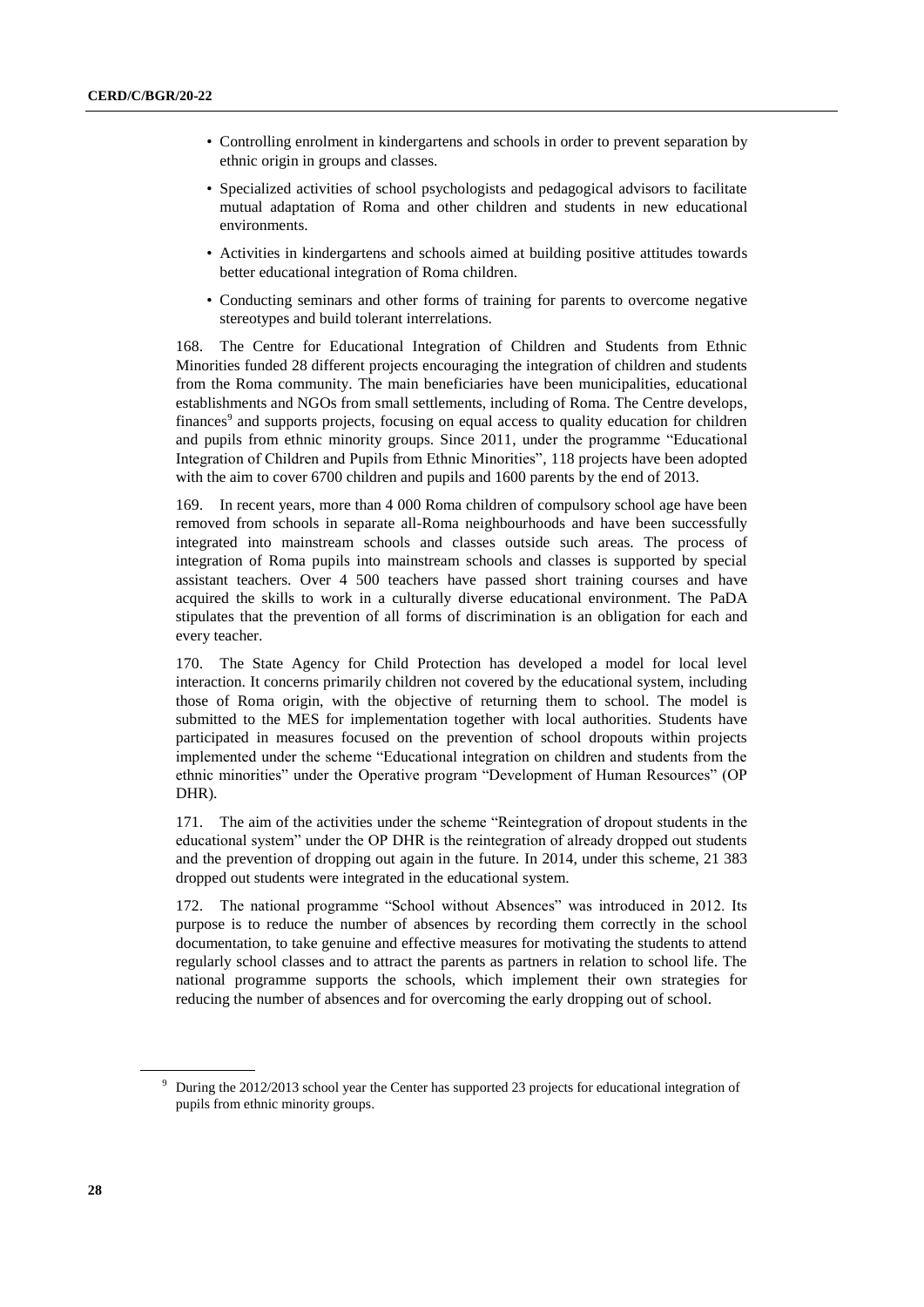- Controlling enrolment in kindergartens and schools in order to prevent separation by ethnic origin in groups and classes.
- Specialized activities of school psychologists and pedagogical advisors to facilitate mutual adaptation of Roma and other children and students in new educational environments.
- Activities in kindergartens and schools aimed at building positive attitudes towards better educational integration of Roma children.
- Conducting seminars and other forms of training for parents to overcome negative stereotypes and build tolerant interrelations.

168. The Centre for Educational Integration of Children and Students from Ethnic Minorities funded 28 different projects encouraging the integration of children and students from the Roma community. The main beneficiaries have been municipalities, educational establishments and NGOs from small settlements, including of Roma. The Centre develops, finances[9] and supports projects, focusing on equal access to quality education for children and pupils from ethnic minority groups. Since 2011, under the programme "Educational Integration of Children and Pupils from Ethnic Minorities", 118 projects have been adopted with the aim to cover 6700 children and pupils and 1600 parents by the end of 2013.

169. In recent years, more than 4 000 Roma children of compulsory school age have been removed from schools in separate all-Roma neighbourhoods and have been successfully integrated into mainstream schools and classes outside such areas. The process of integration of Roma pupils into mainstream schools and classes is supported by special assistant teachers. Over 4 500 teachers have passed short training courses and have acquired the skills to work in a culturally diverse educational environment. The PaDA stipulates that the prevention of all forms of discrimination is an obligation for each and every teacher.

170. The State Agency for Child Protection has developed a model for local level interaction. It concerns primarily children not covered by the educational system, including those of Roma origin, with the objective of returning them to school. The model is submitted to the MES for implementation together with local authorities. Students have participated in measures focused on the prevention of school dropouts within projects implemented under the scheme "Educational integration on children and students from the ethnic minorities" under the Operative program "Development of Human Resources" (OP DHR).

171. The aim of the activities under the scheme "Reintegration of dropout students in the educational system" under the OP DHR is the reintegration of already dropped out students and the prevention of dropping out again in the future. In 2014, under this scheme, 21 383 dropped out students were integrated in the educational system.

172. The national programme "School without Absences" was introduced in 2012. Its purpose is to reduce the number of absences by recording them correctly in the school documentation, to take genuine and effective measures for motivating the students to attend regularly school classes and to attract the parents as partners in relation to school life. The national programme supports the schools, which implement their own strategies for reducing the number of absences and for overcoming the early dropping out of school.

[9] During the 2012/2013 school year the Center has supported 23 projects for educational integration of pupils from ethnic minority groups.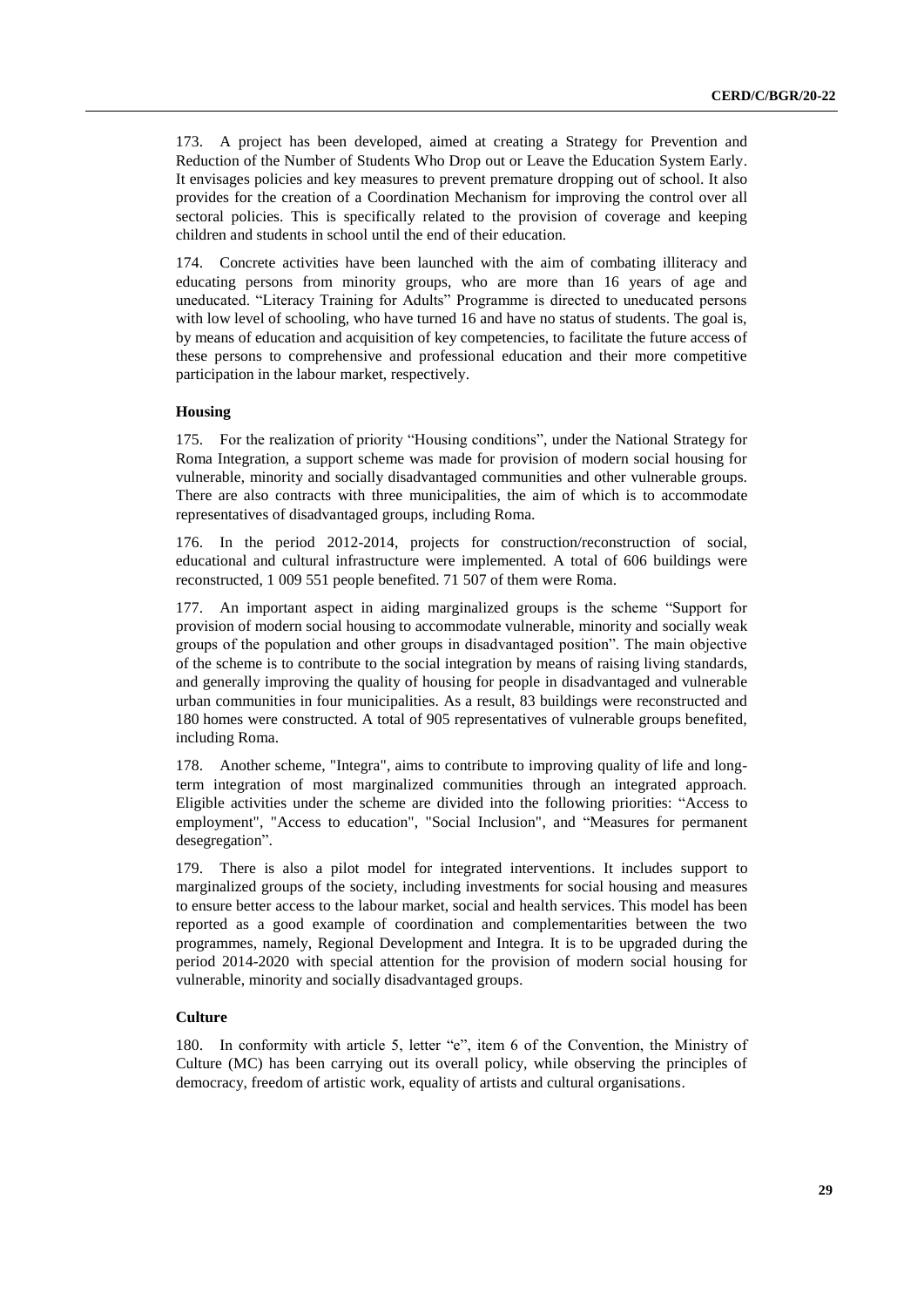173. A project has been developed, aimed at creating a Strategy for Prevention and Reduction of the Number of Students Who Drop out or Leave the Education System Early. It envisages policies and key measures to prevent premature dropping out of school. It also provides for the creation of a Coordination Mechanism for improving the control over all sectoral policies. This is specifically related to the provision of coverage and keeping children and students in school until the end of their education.

174. Concrete activities have been launched with the aim of combating illiteracy and educating persons from minority groups, who are more than 16 years of age and uneducated. "Literacy Training for Adults" Programme is directed to uneducated persons with low level of schooling, who have turned 16 and have no status of students. The goal is, by means of education and acquisition of key competencies, to facilitate the future access of these persons to comprehensive and professional education and their more competitive participation in the labour market, respectively.

### Housing

175. For the realization of priority "Housing conditions", under the National Strategy for Roma Integration, a support scheme was made for provision of modern social housing for vulnerable, minority and socially disadvantaged communities and other vulnerable groups. There are also contracts with three municipalities, the aim of which is to accommodate representatives of disadvantaged groups, including Roma.

176. In the period 2012-2014, projects for construction/reconstruction of social, educational and cultural infrastructure were implemented. A total of 606 buildings were reconstructed, 1 009 551 people benefited. 71 507 of them were Roma.

177. An important aspect in aiding marginalized groups is the scheme "Support for provision of modern social housing to accommodate vulnerable, minority and socially weak groups of the population and other groups in disadvantaged position". The main objective of the scheme is to contribute to the social integration by means of raising living standards, and generally improving the quality of housing for people in disadvantaged and vulnerable urban communities in four municipalities. As a result, 83 buildings were reconstructed and 180 homes were constructed. A total of 905 representatives of vulnerable groups benefited, including Roma.

178. Another scheme, "Integra", aims to contribute to improving quality of life and long-term integration of most marginalized communities through an integrated approach. Eligible activities under the scheme are divided into the following priorities: "Access to employment", "Access to education", "Social Inclusion", and "Measures for permanent desegregation".

179. There is also a pilot model for integrated interventions. It includes support to marginalized groups of the society, including investments for social housing and measures to ensure better access to the labour market, social and health services. This model has been reported as a good example of coordination and complementarities between the two programmes, namely, Regional Development and Integra. It is to be upgraded during the period 2014-2020 with special attention for the provision of modern social housing for vulnerable, minority and socially disadvantaged groups.

### Culture

180. In conformity with article 5, letter "e", item 6 of the Convention, the Ministry of Culture (MC) has been carrying out its overall policy, while observing the principles of democracy, freedom of artistic work, equality of artists and cultural organisations.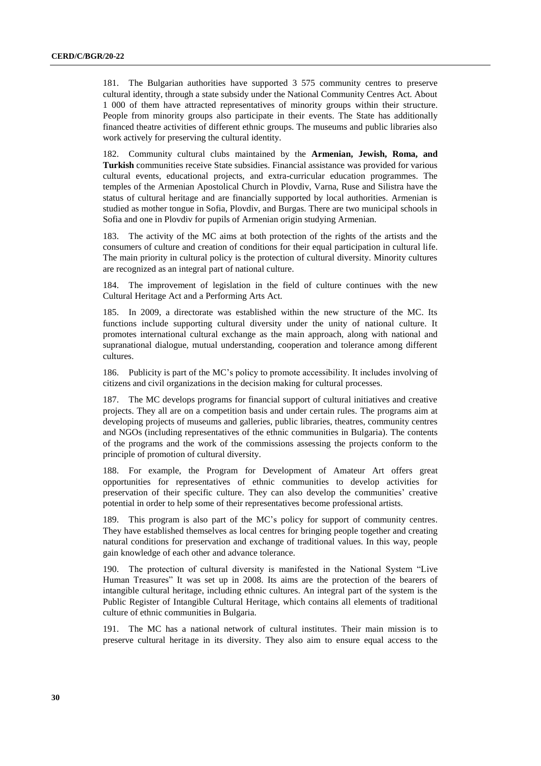181. The Bulgarian authorities have supported 3 575 community centres to preserve cultural identity, through a state subsidy under the National Community Centres Act. About 1 000 of them have attracted representatives of minority groups within their structure. People from minority groups also participate in their events. The State has additionally financed theatre activities of different ethnic groups. The museums and public libraries also work actively for preserving the cultural identity.

182. Community cultural clubs maintained by the **Armenian, Jewish, Roma, and Turkish** communities receive State subsidies. Financial assistance was provided for various cultural events, educational projects, and extra-curricular education programmes. The temples of the Armenian Apostolical Church in Plovdiv, Varna, Ruse and Silistra have the status of cultural heritage and are financially supported by local authorities. Armenian is studied as mother tongue in Sofia, Plovdiv, and Burgas. There are two municipal schools in Sofia and one in Plovdiv for pupils of Armenian origin studying Armenian.

183. The activity of the MC aims at both protection of the rights of the artists and the consumers of culture and creation of conditions for their equal participation in cultural life. The main priority in cultural policy is the protection of cultural diversity. Minority cultures are recognized as an integral part of national culture.

184. The improvement of legislation in the field of culture continues with the new Cultural Heritage Act and a Performing Arts Act.

185. In 2009, a directorate was established within the new structure of the MC. Its functions include supporting cultural diversity under the unity of national culture. It promotes international cultural exchange as the main approach, along with national and supranational dialogue, mutual understanding, cooperation and tolerance among different cultures.

186. Publicity is part of the MC's policy to promote accessibility. It includes involving of citizens and civil organizations in the decision making for cultural processes.

187. The MC develops programs for financial support of cultural initiatives and creative projects. They all are on a competition basis and under certain rules. The programs aim at developing projects of museums and galleries, public libraries, theatres, community centres and NGOs (including representatives of the ethnic communities in Bulgaria). The contents of the programs and the work of the commissions assessing the projects conform to the principle of promotion of cultural diversity.

188. For example, the Program for Development of Amateur Art offers great opportunities for representatives of ethnic communities to develop activities for preservation of their specific culture. They can also develop the communities' creative potential in order to help some of their representatives become professional artists.

189. This program is also part of the MC's policy for support of community centres. They have established themselves as local centres for bringing people together and creating natural conditions for preservation and exchange of traditional values. In this way, people gain knowledge of each other and advance tolerance.

190. The protection of cultural diversity is manifested in the National System "Live Human Treasures" It was set up in 2008. Its aims are the protection of the bearers of intangible cultural heritage, including ethnic cultures. An integral part of the system is the Public Register of Intangible Cultural Heritage, which contains all elements of traditional culture of ethnic communities in Bulgaria.

191. The MC has a national network of cultural institutes. Their main mission is to preserve cultural heritage in its diversity. They also aim to ensure equal access to the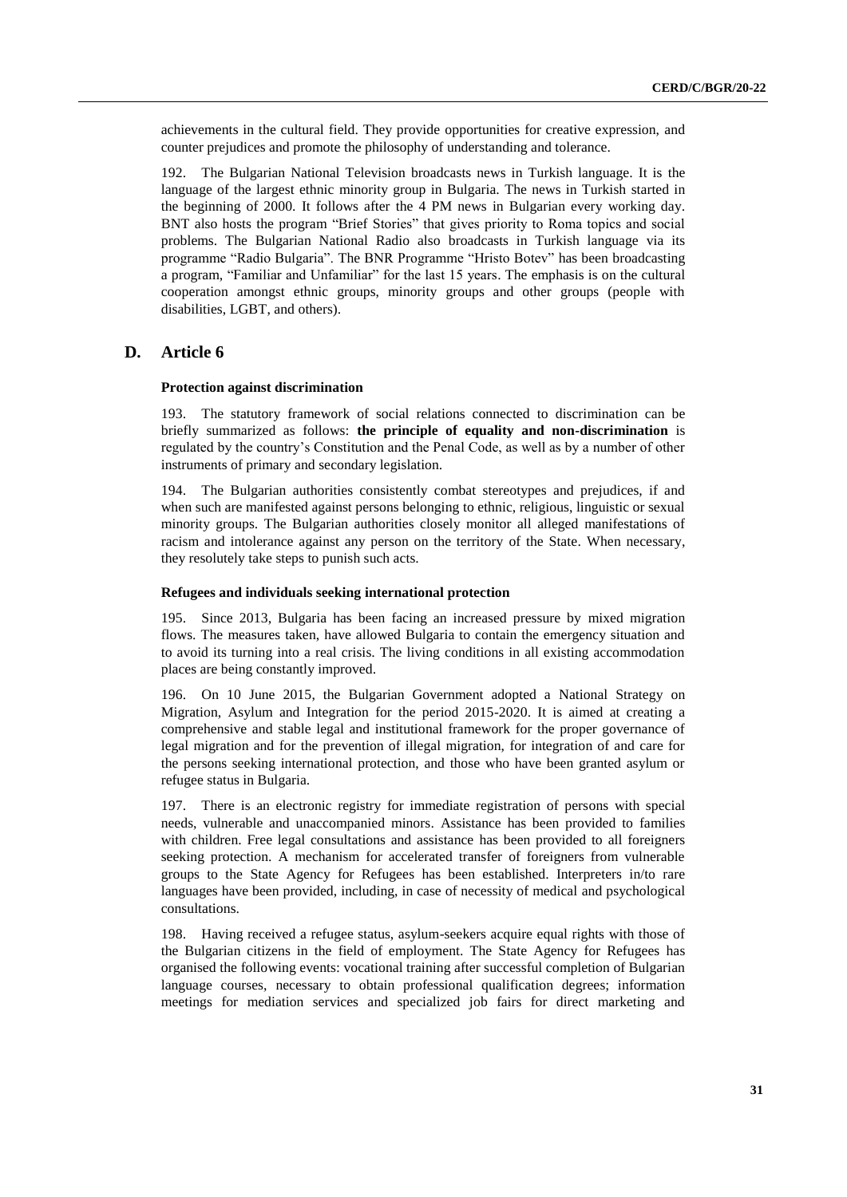achievements in the cultural field. They provide opportunities for creative expression, and counter prejudices and promote the philosophy of understanding and tolerance.

192. The Bulgarian National Television broadcasts news in Turkish language. It is the language of the largest ethnic minority group in Bulgaria. The news in Turkish started in the beginning of 2000. It follows after the 4 PM news in Bulgarian every working day. BNT also hosts the program “Brief Stories” that gives priority to Roma topics and social problems. The Bulgarian National Radio also broadcasts in Turkish language via its programme “Radio Bulgaria”. The BNR Programme “Hristo Botev” has been broadcasting a program, “Familiar and Unfamiliar” for the last 15 years. The emphasis is on the cultural cooperation amongst ethnic groups, minority groups and other groups (people with disabilities, LGBT, and others).

## D. Article 6

### Protection against discrimination

193. The statutory framework of social relations connected to discrimination can be briefly summarized as follows: **the principle of equality and non-discrimination** is regulated by the country’s Constitution and the Penal Code, as well as by a number of other instruments of primary and secondary legislation.

194. The Bulgarian authorities consistently combat stereotypes and prejudices, if and when such are manifested against persons belonging to ethnic, religious, linguistic or sexual minority groups. The Bulgarian authorities closely monitor all alleged manifestations of racism and intolerance against any person on the territory of the State. When necessary, they resolutely take steps to punish such acts.

### Refugees and individuals seeking international protection

195. Since 2013, Bulgaria has been facing an increased pressure by mixed migration flows. The measures taken, have allowed Bulgaria to contain the emergency situation and to avoid its turning into a real crisis. The living conditions in all existing accommodation places are being constantly improved.

196. On 10 June 2015, the Bulgarian Government adopted a National Strategy on Migration, Asylum and Integration for the period 2015-2020. It is aimed at creating a comprehensive and stable legal and institutional framework for the proper governance of legal migration and for the prevention of illegal migration, for integration of and care for the persons seeking international protection, and those who have been granted asylum or refugee status in Bulgaria.

197. There is an electronic registry for immediate registration of persons with special needs, vulnerable and unaccompanied minors. Assistance has been provided to families with children. Free legal consultations and assistance has been provided to all foreigners seeking protection. A mechanism for accelerated transfer of foreigners from vulnerable groups to the State Agency for Refugees has been established. Interpreters in/to rare languages have been provided, including, in case of necessity of medical and psychological consultations.

198. Having received a refugee status, asylum-seekers acquire equal rights with those of the Bulgarian citizens in the field of employment. The State Agency for Refugees has organised the following events: vocational training after successful completion of Bulgarian language courses, necessary to obtain professional qualification degrees; information meetings for mediation services and specialized job fairs for direct marketing and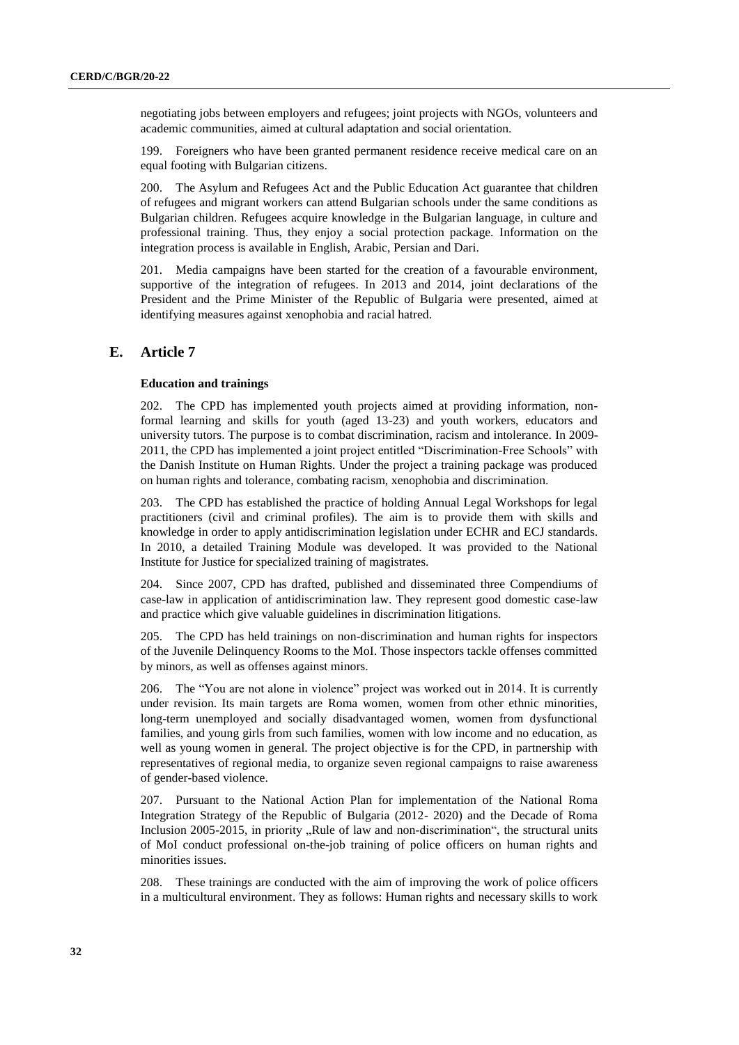negotiating jobs between employers and refugees; joint projects with NGOs, volunteers and academic communities, aimed at cultural adaptation and social orientation.

199. Foreigners who have been granted permanent residence receive medical care on an equal footing with Bulgarian citizens.

200. The Asylum and Refugees Act and the Public Education Act guarantee that children of refugees and migrant workers can attend Bulgarian schools under the same conditions as Bulgarian children. Refugees acquire knowledge in the Bulgarian language, in culture and professional training. Thus, they enjoy a social protection package. Information on the integration process is available in English, Arabic, Persian and Dari.

201. Media campaigns have been started for the creation of a favourable environment, supportive of the integration of refugees. In 2013 and 2014, joint declarations of the President and the Prime Minister of the Republic of Bulgaria were presented, aimed at identifying measures against xenophobia and racial hatred.

## E. Article 7

### Education and trainings

202. The CPD has implemented youth projects aimed at providing information, non-formal learning and skills for youth (aged 13-23) and youth workers, educators and university tutors. The purpose is to combat discrimination, racism and intolerance. In 2009-2011, the CPD has implemented a joint project entitled "Discrimination-Free Schools" with the Danish Institute on Human Rights. Under the project a training package was produced on human rights and tolerance, combating racism, xenophobia and discrimination.

203. The CPD has established the practice of holding Annual Legal Workshops for legal practitioners (civil and criminal profiles). The aim is to provide them with skills and knowledge in order to apply antidiscrimination legislation under ECHR and ECJ standards. In 2010, a detailed Training Module was developed. It was provided to the National Institute for Justice for specialized training of magistrates.

204. Since 2007, CPD has drafted, published and disseminated three Compendiums of case-law in application of antidiscrimination law. They represent good domestic case-law and practice which give valuable guidelines in discrimination litigations.

205. The CPD has held trainings on non-discrimination and human rights for inspectors of the Juvenile Delinquency Rooms to the MoI. Those inspectors tackle offenses committed by minors, as well as offenses against minors.

206. The "You are not alone in violence" project was worked out in 2014. It is currently under revision. Its main targets are Roma women, women from other ethnic minorities, long-term unemployed and socially disadvantaged women, women from dysfunctional families, and young girls from such families, women with low income and no education, as well as young women in general. The project objective is for the CPD, in partnership with representatives of regional media, to organize seven regional campaigns to raise awareness of gender-based violence.

207. Pursuant to the National Action Plan for implementation of the National Roma Integration Strategy of the Republic of Bulgaria (2012- 2020) and the Decade of Roma Inclusion 2005-2015, in priority „Rule of law and non-discrimination", the structural units of MoI conduct professional on-the-job training of police officers on human rights and minorities issues.

208. These trainings are conducted with the aim of improving the work of police officers in a multicultural environment. They as follows: Human rights and necessary skills to work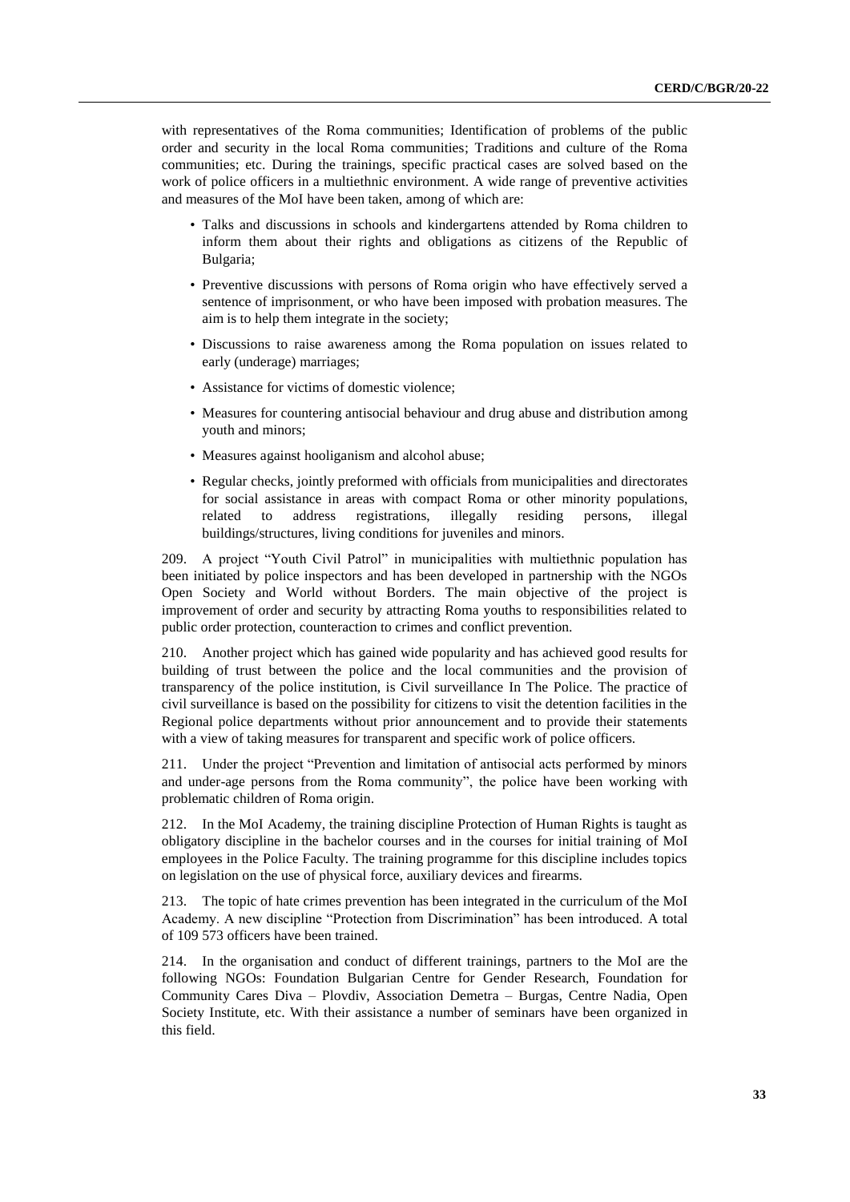with representatives of the Roma communities; Identification of problems of the public order and security in the local Roma communities; Traditions and culture of the Roma communities; etc. During the trainings, specific practical cases are solved based on the work of police officers in a multiethnic environment. A wide range of preventive activities and measures of the MoI have been taken, among of which are:

- Talks and discussions in schools and kindergartens attended by Roma children to inform them about their rights and obligations as citizens of the Republic of Bulgaria;
- Preventive discussions with persons of Roma origin who have effectively served a sentence of imprisonment, or who have been imposed with probation measures. The aim is to help them integrate in the society;
- Discussions to raise awareness among the Roma population on issues related to early (underage) marriages;
- Assistance for victims of domestic violence;
- Measures for countering antisocial behaviour and drug abuse and distribution among youth and minors;
- Measures against hooliganism and alcohol abuse;
- Regular checks, jointly preformed with officials from municipalities and directorates for social assistance in areas with compact Roma or other minority populations, related to address registrations, illegally residing persons, illegal buildings/structures, living conditions for juveniles and minors.

209. A project "Youth Civil Patrol" in municipalities with multiethnic population has been initiated by police inspectors and has been developed in partnership with the NGOs Open Society and World without Borders. The main objective of the project is improvement of order and security by attracting Roma youths to responsibilities related to public order protection, counteraction to crimes and conflict prevention.

210. Another project which has gained wide popularity and has achieved good results for building of trust between the police and the local communities and the provision of transparency of the police institution, is Civil surveillance In The Police. The practice of civil surveillance is based on the possibility for citizens to visit the detention facilities in the Regional police departments without prior announcement and to provide their statements with a view of taking measures for transparent and specific work of police officers.

211. Under the project "Prevention and limitation of antisocial acts performed by minors and under-age persons from the Roma community", the police have been working with problematic children of Roma origin.

212. In the MoI Academy, the training discipline Protection of Human Rights is taught as obligatory discipline in the bachelor courses and in the courses for initial training of MoI employees in the Police Faculty. The training programme for this discipline includes topics on legislation on the use of physical force, auxiliary devices and firearms.

213. The topic of hate crimes prevention has been integrated in the curriculum of the MoI Academy. A new discipline "Protection from Discrimination" has been introduced. A total of 109 573 officers have been trained.

214. In the organisation and conduct of different trainings, partners to the MoI are the following NGOs: Foundation Bulgarian Centre for Gender Research, Foundation for Community Cares Diva – Plovdiv, Association Demetra – Burgas, Centre Nadia, Open Society Institute, etc. With their assistance a number of seminars have been organized in this field.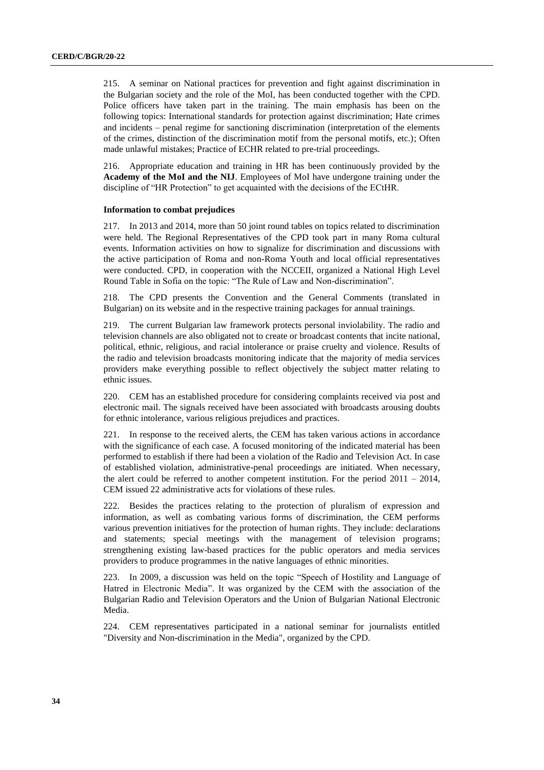215. A seminar on National practices for prevention and fight against discrimination in the Bulgarian society and the role of the MoI, has been conducted together with the CPD. Police officers have taken part in the training. The main emphasis has been on the following topics: International standards for protection against discrimination; Hate crimes and incidents – penal regime for sanctioning discrimination (interpretation of the elements of the crimes, distinction of the discrimination motif from the personal motifs, etc.); Often made unlawful mistakes; Practice of ECHR related to pre-trial proceedings.

216. Appropriate education and training in HR has been continuously provided by the **Academy of the MoI and the NIJ**. Employees of MoI have undergone training under the discipline of "HR Protection" to get acquainted with the decisions of the ECtHR.

#### Information to combat prejudices

217. In 2013 and 2014, more than 50 joint round tables on topics related to discrimination were held. The Regional Representatives of the CPD took part in many Roma cultural events. Information activities on how to signalize for discrimination and discussions with the active participation of Roma and non-Roma Youth and local official representatives were conducted. CPD, in cooperation with the NCCEII, organized a National High Level Round Table in Sofia on the topic: "The Rule of Law and Non-discrimination".

218. The CPD presents the Convention and the General Comments (translated in Bulgarian) on its website and in the respective training packages for annual trainings.

219. The current Bulgarian law framework protects personal inviolability. The radio and television channels are also obligated not to create or broadcast contents that incite national, political, ethnic, religious, and racial intolerance or praise cruelty and violence. Results of the radio and television broadcasts monitoring indicate that the majority of media services providers make everything possible to reflect objectively the subject matter relating to ethnic issues.

220. CEM has an established procedure for considering complaints received via post and electronic mail. The signals received have been associated with broadcasts arousing doubts for ethnic intolerance, various religious prejudices and practices.

221. In response to the received alerts, the CEM has taken various actions in accordance with the significance of each case. A focused monitoring of the indicated material has been performed to establish if there had been a violation of the Radio and Television Act. In case of established violation, administrative-penal proceedings are initiated. When necessary, the alert could be referred to another competent institution. For the period 2011 – 2014, CEM issued 22 administrative acts for violations of these rules.

222. Besides the practices relating to the protection of pluralism of expression and information, as well as combating various forms of discrimination, the CEM performs various prevention initiatives for the protection of human rights. They include: declarations and statements; special meetings with the management of television programs; strengthening existing law-based practices for the public operators and media services providers to produce programmes in the native languages of ethnic minorities.

223. In 2009, a discussion was held on the topic "Speech of Hostility and Language of Hatred in Electronic Media". It was organized by the CEM with the association of the Bulgarian Radio and Television Operators and the Union of Bulgarian National Electronic Media.

224. CEM representatives participated in a national seminar for journalists entitled "Diversity and Non-discrimination in the Media", organized by the CPD.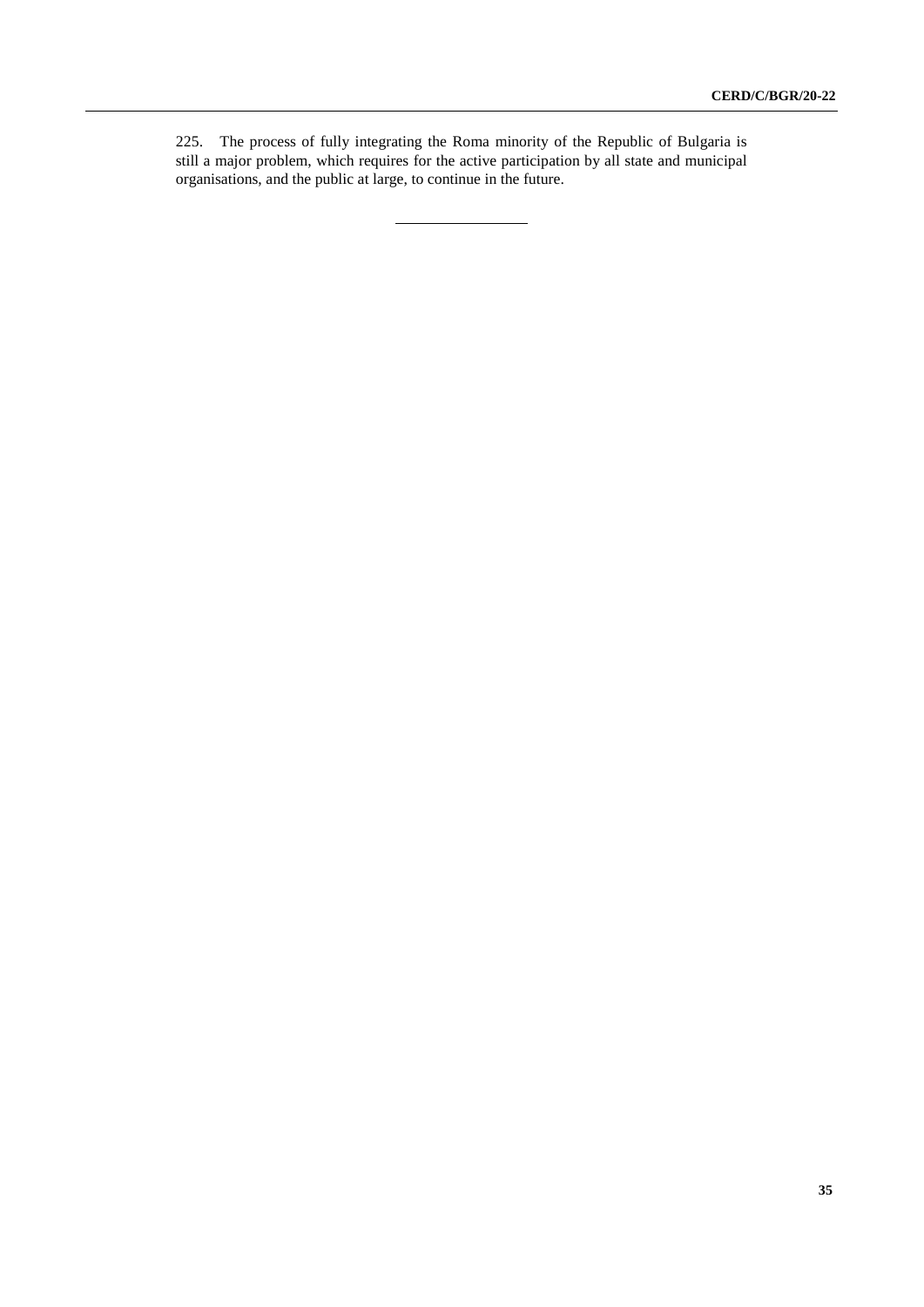225. The process of fully integrating the Roma minority of the Republic of Bulgaria is still a major problem, which requires for the active participation by all state and municipal organisations, and the public at large, to continue in the future.